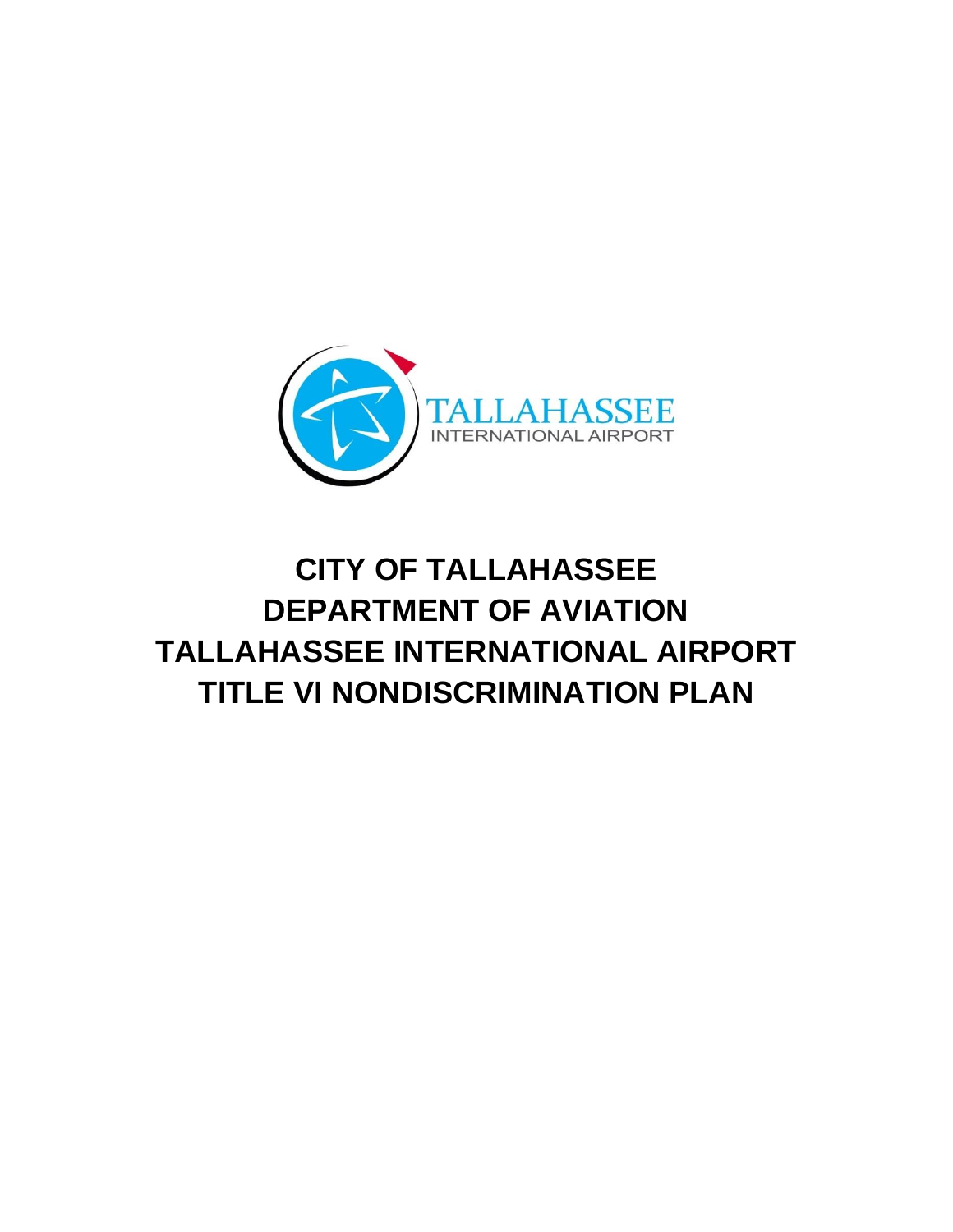TALLAHASSEE
INTERNATIONAL AIRPORT

# CITY OF TALLAHASSEE
# DEPARTMENT OF AVIATION
# TALLAHASSEE INTERNATIONAL AIRPORT
# TITLE VI NONDISCRIMINATION PLAN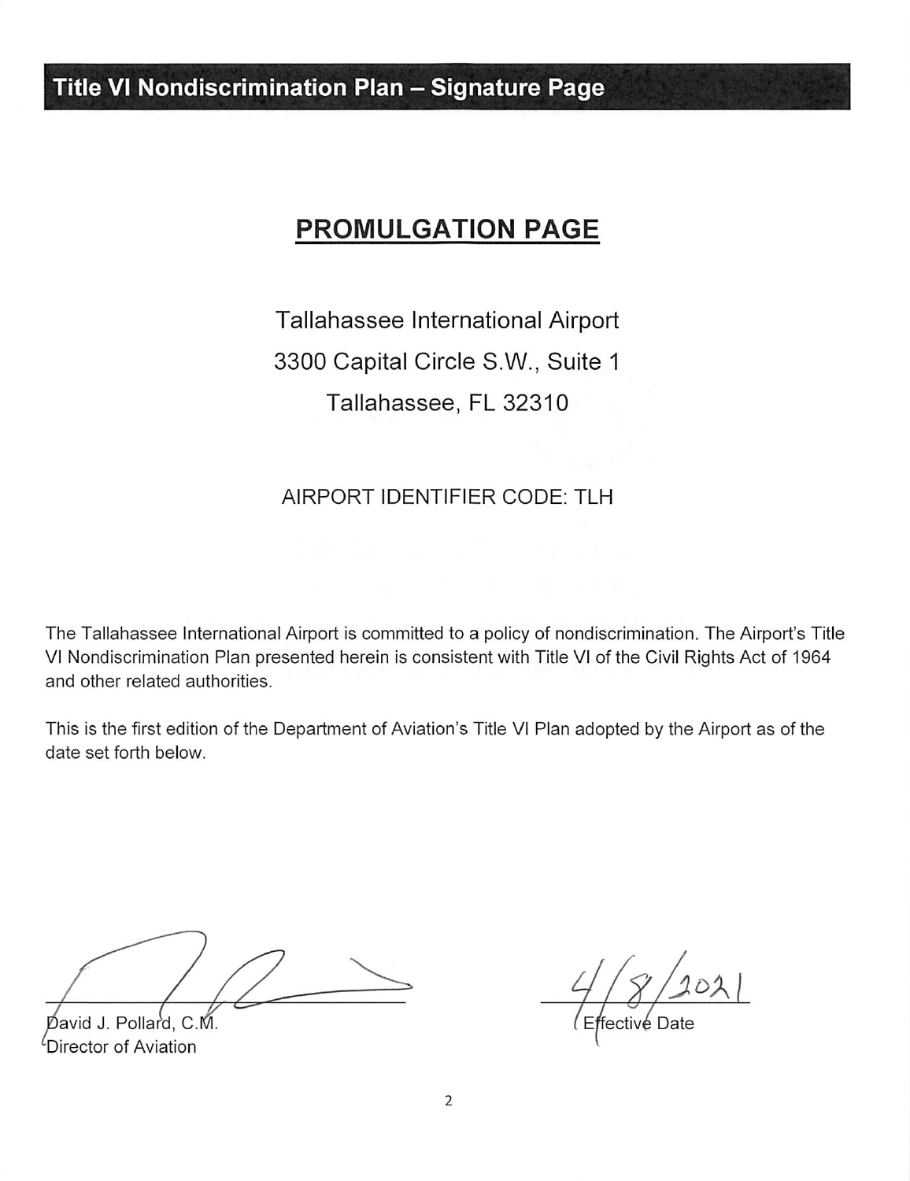# Title VI Nondiscrimination Plan – Signature Page

## PROMULGATION PAGE

Tallahassee International Airport

3300 Capital Circle S.W., Suite 1

Tallahassee, FL 32310

AIRPORT IDENTIFIER CODE: TLH

The Tallahassee International Airport is committed to a policy of nondiscrimination. The Airport's Title VI Nondiscrimination Plan presented herein is consistent with Title VI of the Civil Rights Act of 1964 and other related authorities.

This is the first edition of the Department of Aviation's Title VI Plan adopted by the Airport as of the date set forth below.

David J. Pollard, C.M.
Director of Aviation

4/8/2021
Effective Date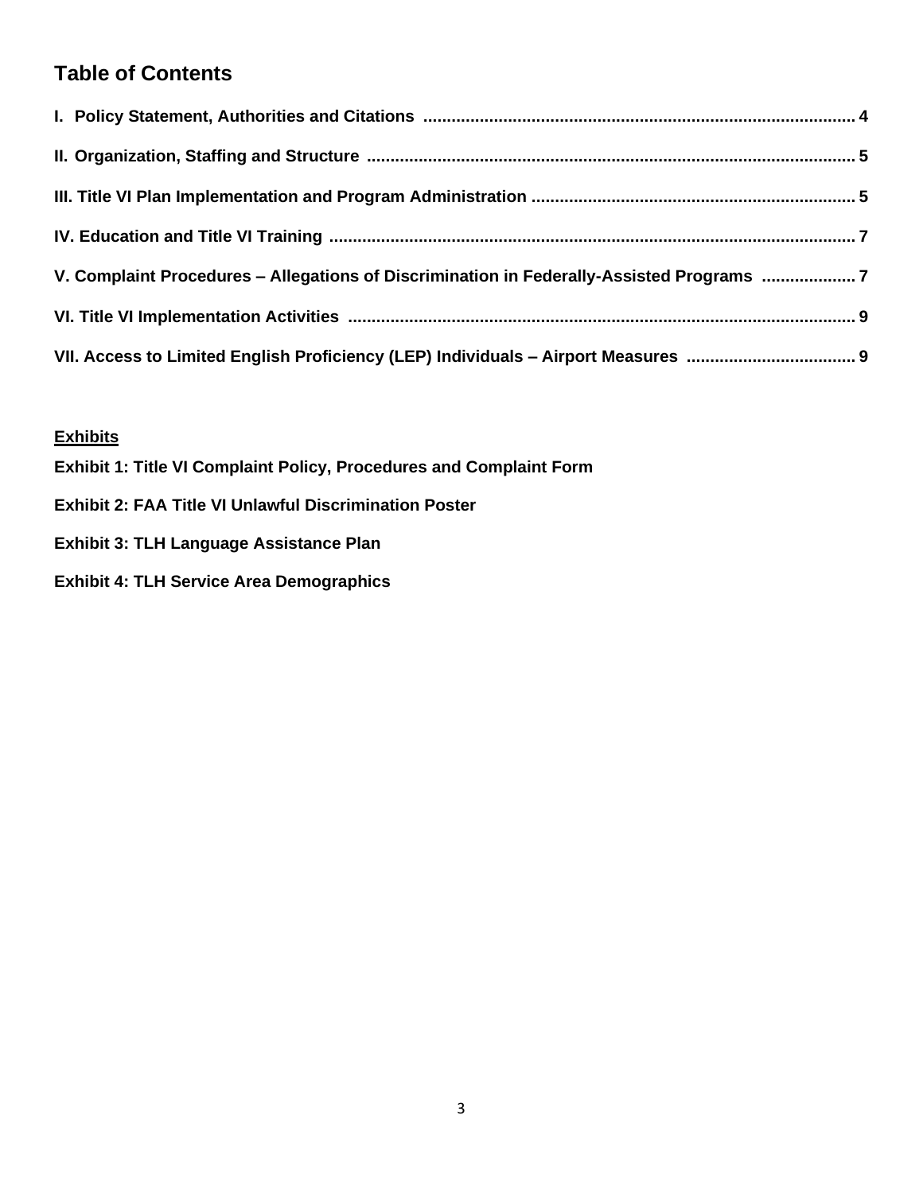# Table of Contents

**I. Policy Statement, Authorities and Citations ........................................................................................ 4**

**II. Organization, Staffing and Structure ..................................................................................................... 5**

**III. Title VI Plan Implementation and Program Administration .................................................................. 5**

**IV. Education and Title VI Training ............................................................................................................. 7**

**V. Complaint Procedures – Allegations of Discrimination in Federally-Assisted Programs .................... 7**

**VI. Title VI Implementation Activities ......................................................................................................... 9**

**VII. Access to Limited English Proficiency (LEP) Individuals – Airport Measures .................................... 9**

**Exhibits**

**Exhibit 1: Title VI Complaint Policy, Procedures and Complaint Form**

**Exhibit 2: FAA Title VI Unlawful Discrimination Poster**

**Exhibit 3: TLH Language Assistance Plan**

**Exhibit 4: TLH Service Area Demographics**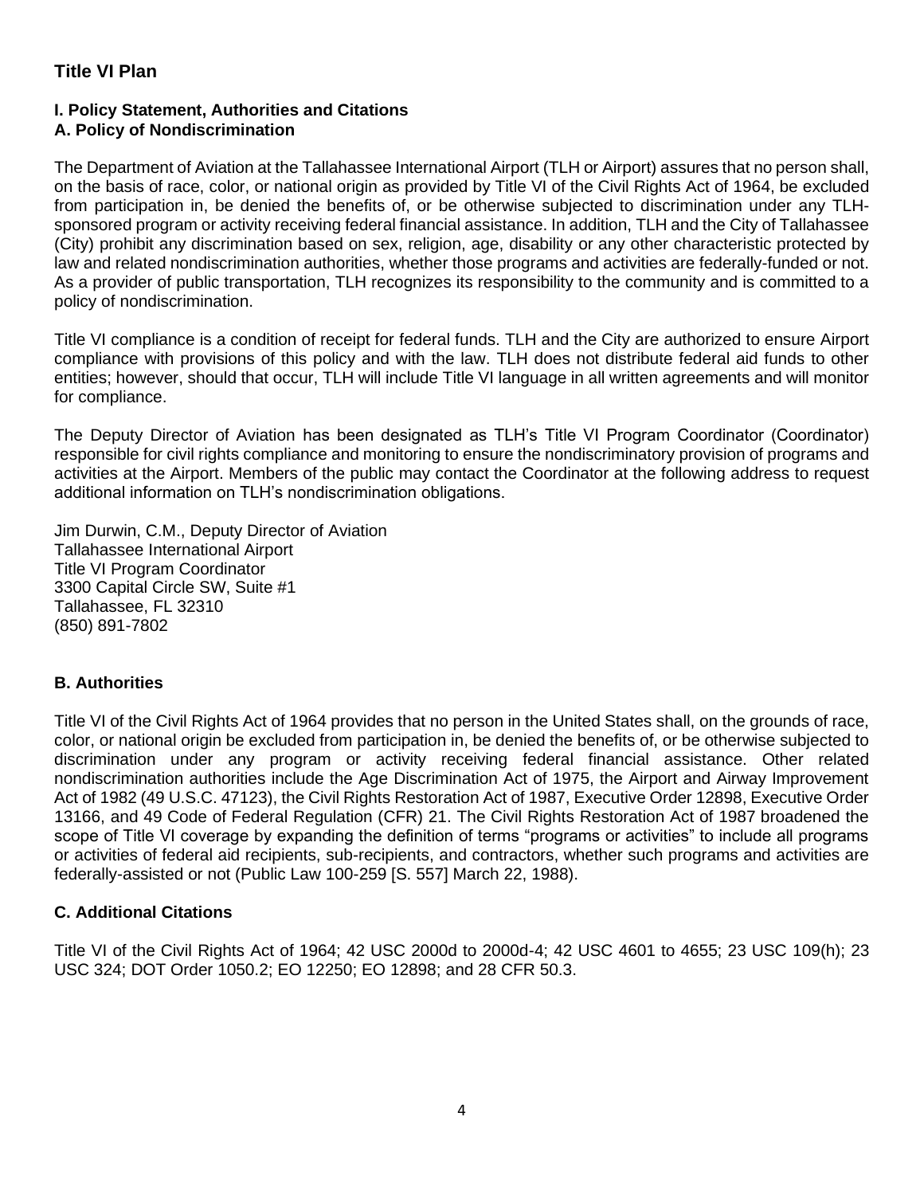## Title VI Plan

### I. Policy Statement, Authorities and Citations
### A. Policy of Nondiscrimination

The Department of Aviation at the Tallahassee International Airport (TLH or Airport) assures that no person shall, on the basis of race, color, or national origin as provided by Title VI of the Civil Rights Act of 1964, be excluded from participation in, be denied the benefits of, or be otherwise subjected to discrimination under any TLH-sponsored program or activity receiving federal financial assistance. In addition, TLH and the City of Tallahassee (City) prohibit any discrimination based on sex, religion, age, disability or any other characteristic protected by law and related nondiscrimination authorities, whether those programs and activities are federally-funded or not. As a provider of public transportation, TLH recognizes its responsibility to the community and is committed to a policy of nondiscrimination.

Title VI compliance is a condition of receipt for federal funds. TLH and the City are authorized to ensure Airport compliance with provisions of this policy and with the law. TLH does not distribute federal aid funds to other entities; however, should that occur, TLH will include Title VI language in all written agreements and will monitor for compliance.

The Deputy Director of Aviation has been designated as TLH's Title VI Program Coordinator (Coordinator) responsible for civil rights compliance and monitoring to ensure the nondiscriminatory provision of programs and activities at the Airport. Members of the public may contact the Coordinator at the following address to request additional information on TLH's nondiscrimination obligations.

Jim Durwin, C.M., Deputy Director of Aviation
Tallahassee International Airport
Title VI Program Coordinator
3300 Capital Circle SW, Suite #1
Tallahassee, FL 32310
(850) 891-7802

### B. Authorities

Title VI of the Civil Rights Act of 1964 provides that no person in the United States shall, on the grounds of race, color, or national origin be excluded from participation in, be denied the benefits of, or be otherwise subjected to discrimination under any program or activity receiving federal financial assistance. Other related nondiscrimination authorities include the Age Discrimination Act of 1975, the Airport and Airway Improvement Act of 1982 (49 U.S.C. 47123), the Civil Rights Restoration Act of 1987, Executive Order 12898, Executive Order 13166, and 49 Code of Federal Regulation (CFR) 21. The Civil Rights Restoration Act of 1987 broadened the scope of Title VI coverage by expanding the definition of terms "programs or activities" to include all programs or activities of federal aid recipients, sub-recipients, and contractors, whether such programs and activities are federally-assisted or not (Public Law 100-259 [S. 557] March 22, 1988).

### C. Additional Citations

Title VI of the Civil Rights Act of 1964; 42 USC 2000d to 2000d-4; 42 USC 4601 to 4655; 23 USC 109(h); 23 USC 324; DOT Order 1050.2; EO 12250; EO 12898; and 28 CFR 50.3.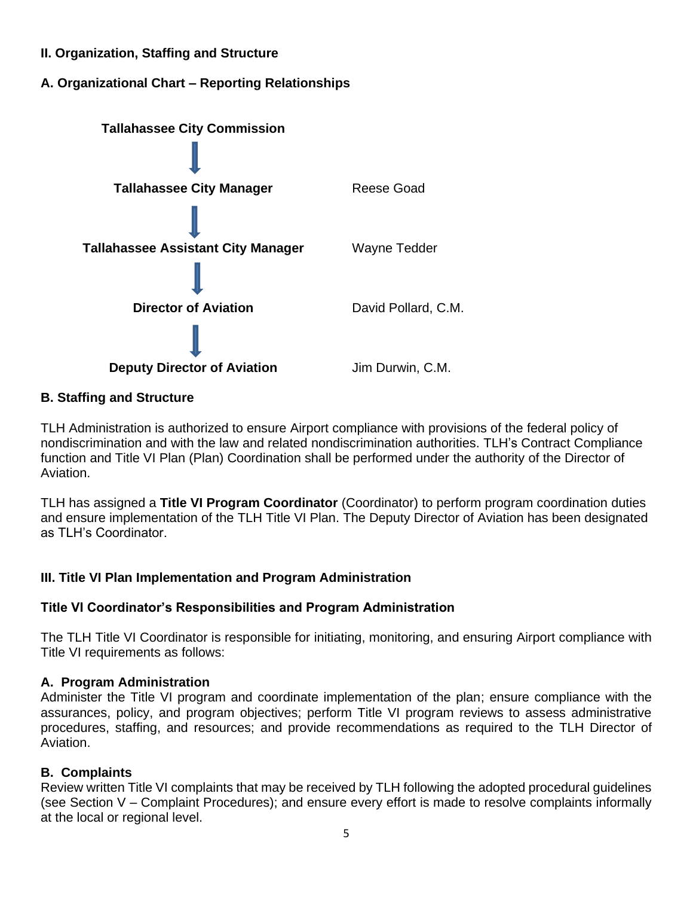## II. Organization, Staffing and Structure

### A. Organizational Chart – Reporting Relationships

| Position | Name |
| --- | --- |
| **Tallahassee City Commission** | |
| ↓ | |
| **Tallahassee City Manager** | Reese Goad |
| ↓ | |
| **Tallahassee Assistant City Manager** | Wayne Tedder |
| ↓ | |
| **Director of Aviation** | David Pollard, C.M. |
| ↓ | |
| **Deputy Director of Aviation** | Jim Durwin, C.M. |

### B. Staffing and Structure

TLH Administration is authorized to ensure Airport compliance with provisions of the federal policy of nondiscrimination and with the law and related nondiscrimination authorities. TLH's Contract Compliance function and Title VI Plan (Plan) Coordination shall be performed under the authority of the Director of Aviation.

TLH has assigned a **Title VI Program Coordinator** (Coordinator) to perform program coordination duties and ensure implementation of the TLH Title VI Plan. The Deputy Director of Aviation has been designated as TLH's Coordinator.

## III. Title VI Plan Implementation and Program Administration

### Title VI Coordinator's Responsibilities and Program Administration

The TLH Title VI Coordinator is responsible for initiating, monitoring, and ensuring Airport compliance with Title VI requirements as follows:

**A. Program Administration**
Administer the Title VI program and coordinate implementation of the plan; ensure compliance with the assurances, policy, and program objectives; perform Title VI program reviews to assess administrative procedures, staffing, and resources; and provide recommendations as required to the TLH Director of Aviation.

**B. Complaints**
Review written Title VI complaints that may be received by TLH following the adopted procedural guidelines (see Section V – Complaint Procedures); and ensure every effort is made to resolve complaints informally at the local or regional level.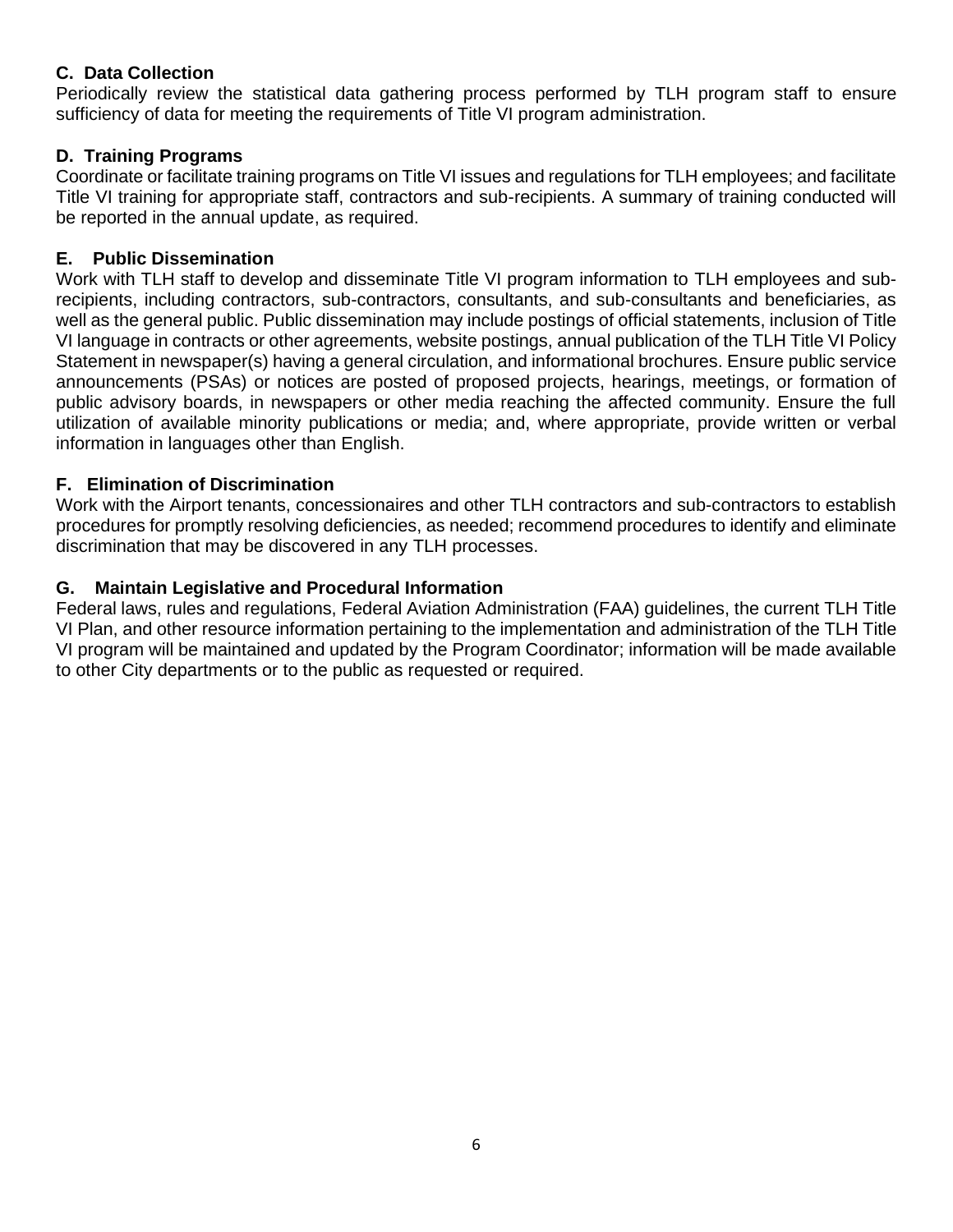### C. Data Collection

Periodically review the statistical data gathering process performed by TLH program staff to ensure sufficiency of data for meeting the requirements of Title VI program administration.

### D. Training Programs

Coordinate or facilitate training programs on Title VI issues and regulations for TLH employees; and facilitate Title VI training for appropriate staff, contractors and sub-recipients. A summary of training conducted will be reported in the annual update, as required.

### E. Public Dissemination

Work with TLH staff to develop and disseminate Title VI program information to TLH employees and sub-recipients, including contractors, sub-contractors, consultants, and sub-consultants and beneficiaries, as well as the general public. Public dissemination may include postings of official statements, inclusion of Title VI language in contracts or other agreements, website postings, annual publication of the TLH Title VI Policy Statement in newspaper(s) having a general circulation, and informational brochures. Ensure public service announcements (PSAs) or notices are posted of proposed projects, hearings, meetings, or formation of public advisory boards, in newspapers or other media reaching the affected community. Ensure the full utilization of available minority publications or media; and, where appropriate, provide written or verbal information in languages other than English.

### F. Elimination of Discrimination

Work with the Airport tenants, concessionaires and other TLH contractors and sub-contractors to establish procedures for promptly resolving deficiencies, as needed; recommend procedures to identify and eliminate discrimination that may be discovered in any TLH processes.

### G. Maintain Legislative and Procedural Information

Federal laws, rules and regulations, Federal Aviation Administration (FAA) guidelines, the current TLH Title VI Plan, and other resource information pertaining to the implementation and administration of the TLH Title VI program will be maintained and updated by the Program Coordinator; information will be made available to other City departments or to the public as requested or required.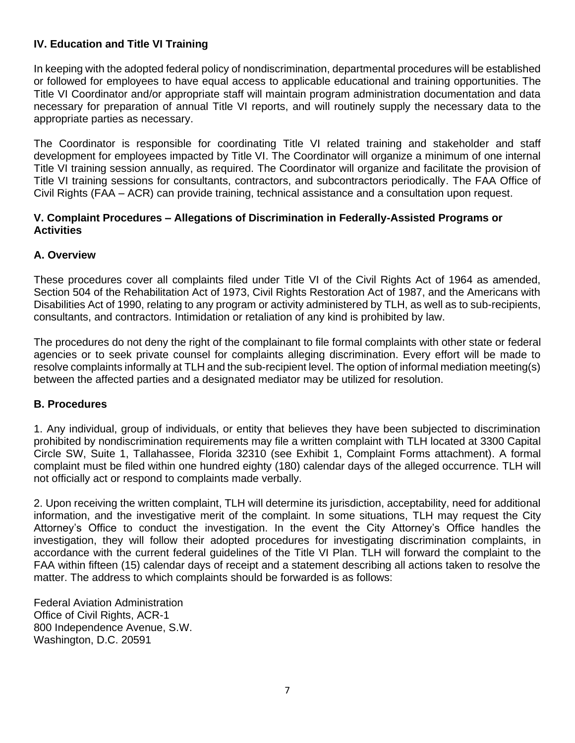## IV. Education and Title VI Training

In keeping with the adopted federal policy of nondiscrimination, departmental procedures will be established or followed for employees to have equal access to applicable educational and training opportunities. The Title VI Coordinator and/or appropriate staff will maintain program administration documentation and data necessary for preparation of annual Title VI reports, and will routinely supply the necessary data to the appropriate parties as necessary.

The Coordinator is responsible for coordinating Title VI related training and stakeholder and staff development for employees impacted by Title VI. The Coordinator will organize a minimum of one internal Title VI training session annually, as required. The Coordinator will organize and facilitate the provision of Title VI training sessions for consultants, contractors, and subcontractors periodically. The FAA Office of Civil Rights (FAA – ACR) can provide training, technical assistance and a consultation upon request.

## V. Complaint Procedures – Allegations of Discrimination in Federally-Assisted Programs or Activities

### A. Overview

These procedures cover all complaints filed under Title VI of the Civil Rights Act of 1964 as amended, Section 504 of the Rehabilitation Act of 1973, Civil Rights Restoration Act of 1987, and the Americans with Disabilities Act of 1990, relating to any program or activity administered by TLH, as well as to sub-recipients, consultants, and contractors. Intimidation or retaliation of any kind is prohibited by law.

The procedures do not deny the right of the complainant to file formal complaints with other state or federal agencies or to seek private counsel for complaints alleging discrimination. Every effort will be made to resolve complaints informally at TLH and the sub-recipient level. The option of informal mediation meeting(s) between the affected parties and a designated mediator may be utilized for resolution.

### B. Procedures

1. Any individual, group of individuals, or entity that believes they have been subjected to discrimination prohibited by nondiscrimination requirements may file a written complaint with TLH located at 3300 Capital Circle SW, Suite 1, Tallahassee, Florida 32310 (see Exhibit 1, Complaint Forms attachment). A formal complaint must be filed within one hundred eighty (180) calendar days of the alleged occurrence. TLH will not officially act or respond to complaints made verbally.

2. Upon receiving the written complaint, TLH will determine its jurisdiction, acceptability, need for additional information, and the investigative merit of the complaint. In some situations, TLH may request the City Attorney's Office to conduct the investigation. In the event the City Attorney's Office handles the investigation, they will follow their adopted procedures for investigating discrimination complaints, in accordance with the current federal guidelines of the Title VI Plan. TLH will forward the complaint to the FAA within fifteen (15) calendar days of receipt and a statement describing all actions taken to resolve the matter. The address to which complaints should be forwarded is as follows:

Federal Aviation Administration
Office of Civil Rights, ACR-1
800 Independence Avenue, S.W.
Washington, D.C. 20591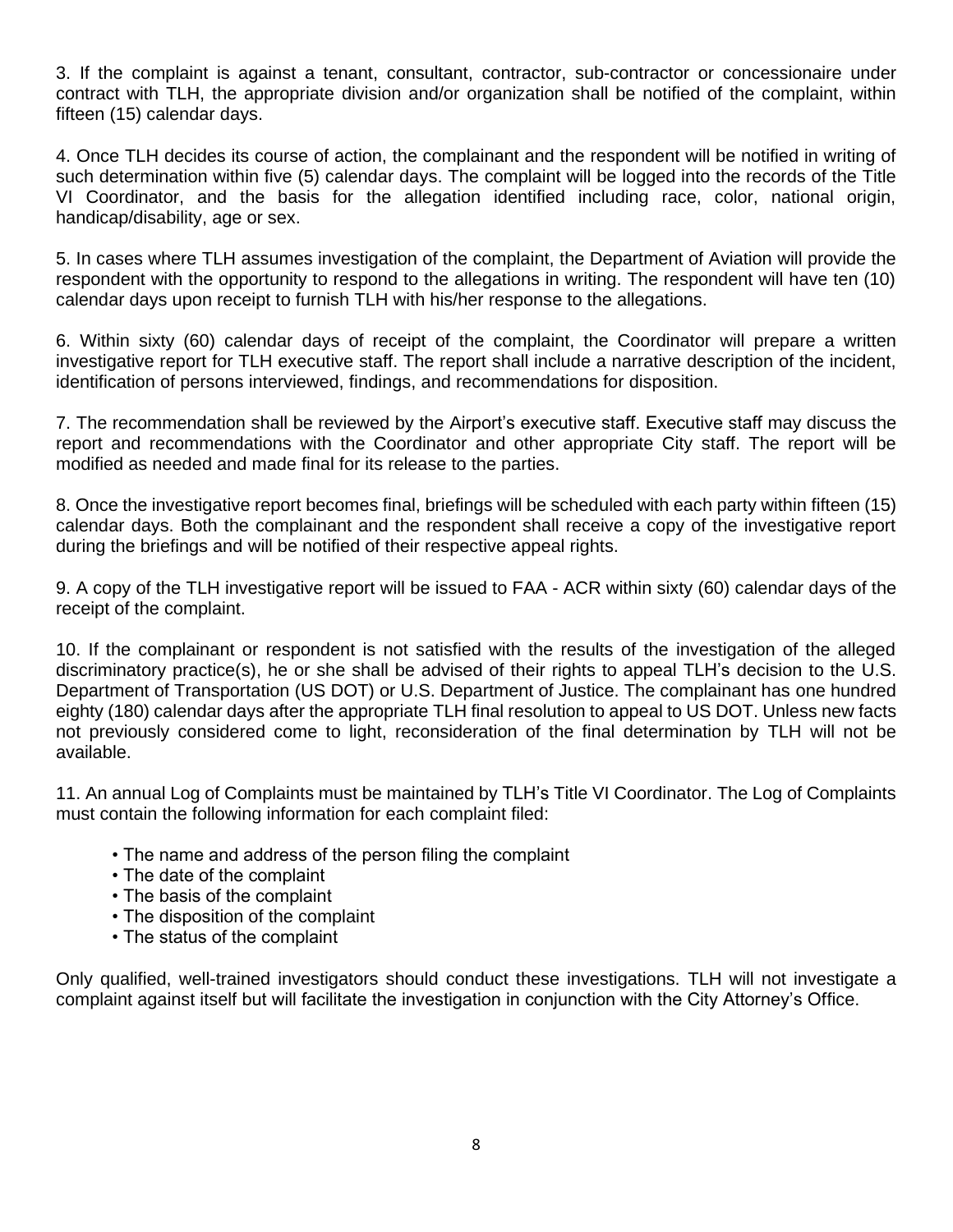3. If the complaint is against a tenant, consultant, contractor, sub-contractor or concessionaire under contract with TLH, the appropriate division and/or organization shall be notified of the complaint, within fifteen (15) calendar days.

4. Once TLH decides its course of action, the complainant and the respondent will be notified in writing of such determination within five (5) calendar days. The complaint will be logged into the records of the Title VI Coordinator, and the basis for the allegation identified including race, color, national origin, handicap/disability, age or sex.

5. In cases where TLH assumes investigation of the complaint, the Department of Aviation will provide the respondent with the opportunity to respond to the allegations in writing. The respondent will have ten (10) calendar days upon receipt to furnish TLH with his/her response to the allegations.

6. Within sixty (60) calendar days of receipt of the complaint, the Coordinator will prepare a written investigative report for TLH executive staff. The report shall include a narrative description of the incident, identification of persons interviewed, findings, and recommendations for disposition.

7. The recommendation shall be reviewed by the Airport's executive staff. Executive staff may discuss the report and recommendations with the Coordinator and other appropriate City staff. The report will be modified as needed and made final for its release to the parties.

8. Once the investigative report becomes final, briefings will be scheduled with each party within fifteen (15) calendar days. Both the complainant and the respondent shall receive a copy of the investigative report during the briefings and will be notified of their respective appeal rights.

9. A copy of the TLH investigative report will be issued to FAA - ACR within sixty (60) calendar days of the receipt of the complaint.

10. If the complainant or respondent is not satisfied with the results of the investigation of the alleged discriminatory practice(s), he or she shall be advised of their rights to appeal TLH's decision to the U.S. Department of Transportation (US DOT) or U.S. Department of Justice. The complainant has one hundred eighty (180) calendar days after the appropriate TLH final resolution to appeal to US DOT. Unless new facts not previously considered come to light, reconsideration of the final determination by TLH will not be available.

11. An annual Log of Complaints must be maintained by TLH's Title VI Coordinator. The Log of Complaints must contain the following information for each complaint filed:

- The name and address of the person filing the complaint
- The date of the complaint
- The basis of the complaint
- The disposition of the complaint
- The status of the complaint

Only qualified, well-trained investigators should conduct these investigations. TLH will not investigate a complaint against itself but will facilitate the investigation in conjunction with the City Attorney's Office.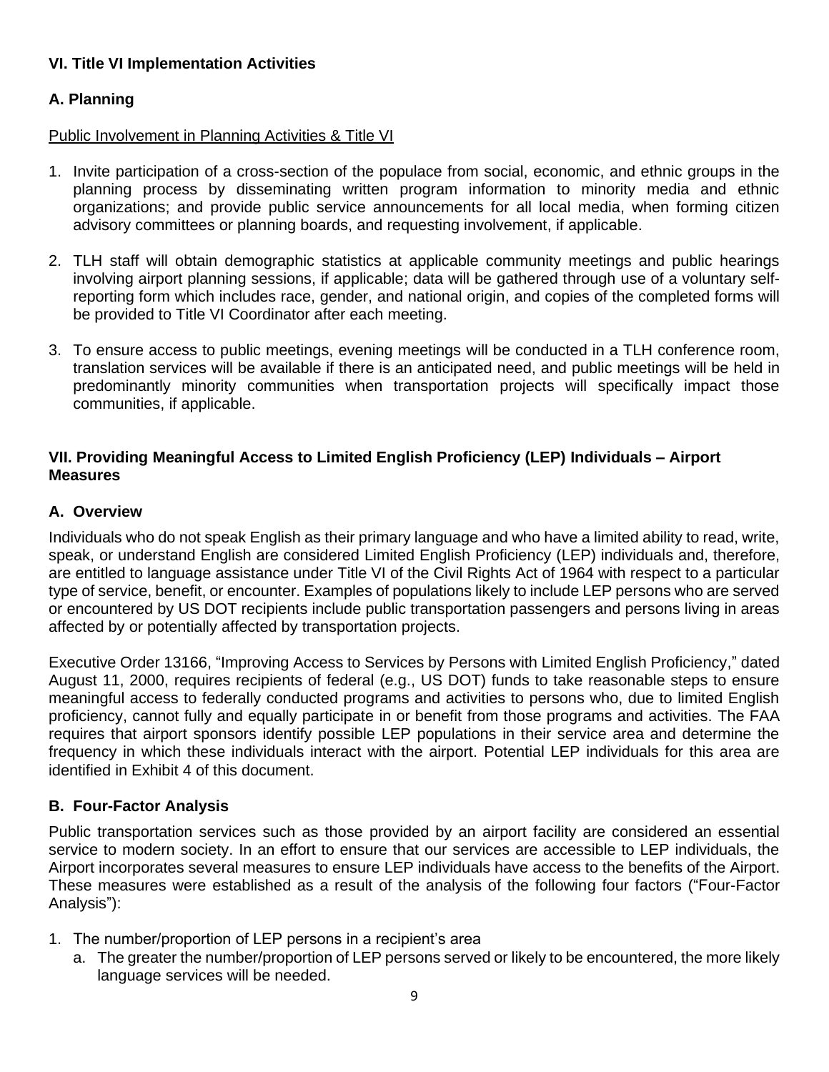## VI. Title VI Implementation Activities

### A. Planning

Public Involvement in Planning Activities & Title VI

1. Invite participation of a cross-section of the populace from social, economic, and ethnic groups in the planning process by disseminating written program information to minority media and ethnic organizations; and provide public service announcements for all local media, when forming citizen advisory committees or planning boards, and requesting involvement, if applicable.

2. TLH staff will obtain demographic statistics at applicable community meetings and public hearings involving airport planning sessions, if applicable; data will be gathered through use of a voluntary self-reporting form which includes race, gender, and national origin, and copies of the completed forms will be provided to Title VI Coordinator after each meeting.

3. To ensure access to public meetings, evening meetings will be conducted in a TLH conference room, translation services will be available if there is an anticipated need, and public meetings will be held in predominantly minority communities when transportation projects will specifically impact those communities, if applicable.

## VII. Providing Meaningful Access to Limited English Proficiency (LEP) Individuals – Airport Measures

### A. Overview

Individuals who do not speak English as their primary language and who have a limited ability to read, write, speak, or understand English are considered Limited English Proficiency (LEP) individuals and, therefore, are entitled to language assistance under Title VI of the Civil Rights Act of 1964 with respect to a particular type of service, benefit, or encounter. Examples of populations likely to include LEP persons who are served or encountered by US DOT recipients include public transportation passengers and persons living in areas affected by or potentially affected by transportation projects.

Executive Order 13166, "Improving Access to Services by Persons with Limited English Proficiency," dated August 11, 2000, requires recipients of federal (e.g., US DOT) funds to take reasonable steps to ensure meaningful access to federally conducted programs and activities to persons who, due to limited English proficiency, cannot fully and equally participate in or benefit from those programs and activities. The FAA requires that airport sponsors identify possible LEP populations in their service area and determine the frequency in which these individuals interact with the airport. Potential LEP individuals for this area are identified in Exhibit 4 of this document.

### B. Four-Factor Analysis

Public transportation services such as those provided by an airport facility are considered an essential service to modern society. In an effort to ensure that our services are accessible to LEP individuals, the Airport incorporates several measures to ensure LEP individuals have access to the benefits of the Airport. These measures were established as a result of the analysis of the following four factors ("Four-Factor Analysis"):

1. The number/proportion of LEP persons in a recipient's area
   a. The greater the number/proportion of LEP persons served or likely to be encountered, the more likely language services will be needed.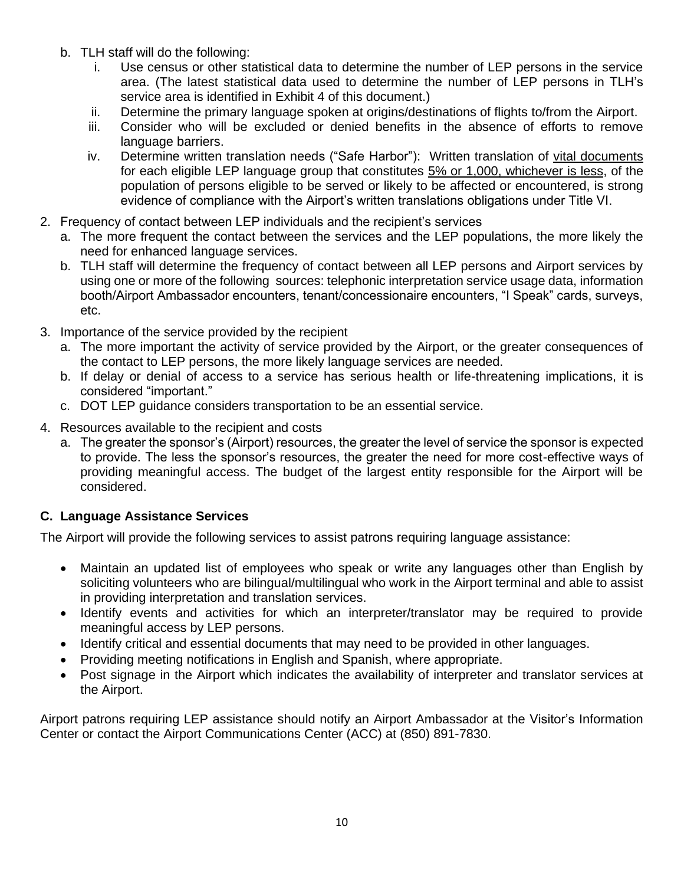b. TLH staff will do the following:
    i. Use census or other statistical data to determine the number of LEP persons in the service area. (The latest statistical data used to determine the number of LEP persons in TLH's service area is identified in Exhibit 4 of this document.)
    ii. Determine the primary language spoken at origins/destinations of flights to/from the Airport.
    iii. Consider who will be excluded or denied benefits in the absence of efforts to remove language barriers.
    iv. Determine written translation needs ("Safe Harbor"): Written translation of <u>vital documents</u> for each eligible LEP language group that constitutes <u>5% or 1,000, whichever is less</u>, of the population of persons eligible to be served or likely to be affected or encountered, is strong evidence of compliance with the Airport's written translations obligations under Title VI.

2. Frequency of contact between LEP individuals and the recipient's services
    a. The more frequent the contact between the services and the LEP populations, the more likely the need for enhanced language services.
    b. TLH staff will determine the frequency of contact between all LEP persons and Airport services by using one or more of the following sources: telephonic interpretation service usage data, information booth/Airport Ambassador encounters, tenant/concessionaire encounters, "I Speak" cards, surveys, etc.

3. Importance of the service provided by the recipient
    a. The more important the activity of service provided by the Airport, or the greater consequences of the contact to LEP persons, the more likely language services are needed.
    b. If delay or denial of access to a service has serious health or life-threatening implications, it is considered "important."
    c. DOT LEP guidance considers transportation to be an essential service.

4. Resources available to the recipient and costs
    a. The greater the sponsor's (Airport) resources, the greater the level of service the sponsor is expected to provide. The less the sponsor's resources, the greater the need for more cost-effective ways of providing meaningful access. The budget of the largest entity responsible for the Airport will be considered.

### C. Language Assistance Services

The Airport will provide the following services to assist patrons requiring language assistance:

- Maintain an updated list of employees who speak or write any languages other than English by soliciting volunteers who are bilingual/multilingual who work in the Airport terminal and able to assist in providing interpretation and translation services.
- Identify events and activities for which an interpreter/translator may be required to provide meaningful access by LEP persons.
- Identify critical and essential documents that may need to be provided in other languages.
- Providing meeting notifications in English and Spanish, where appropriate.
- Post signage in the Airport which indicates the availability of interpreter and translator services at the Airport.

Airport patrons requiring LEP assistance should notify an Airport Ambassador at the Visitor's Information Center or contact the Airport Communications Center (ACC) at (850) 891-7830.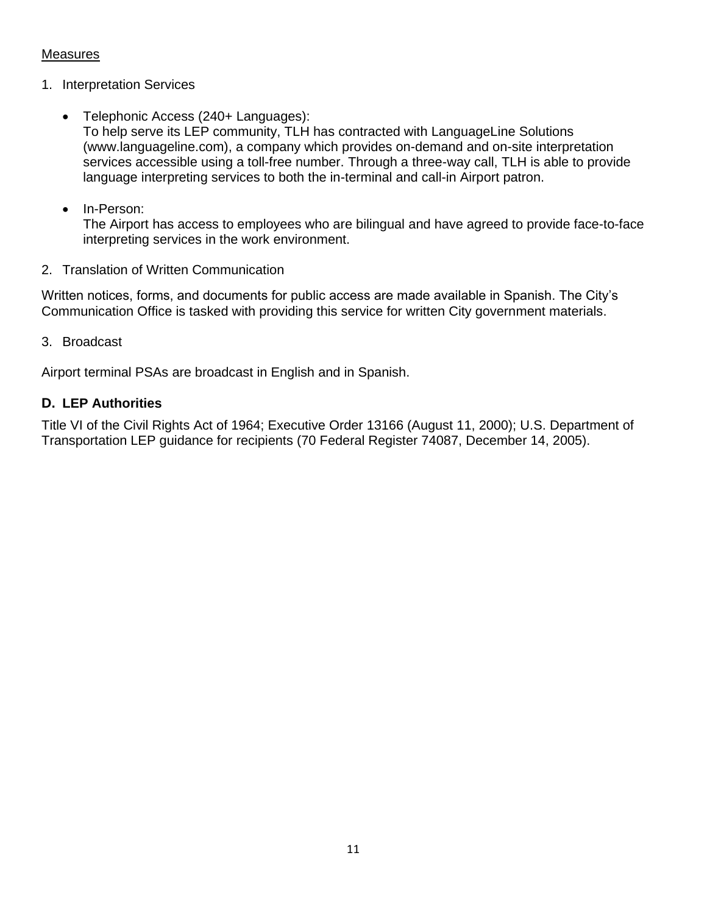Measures

1. Interpretation Services

   - Telephonic Access (240+ Languages):
     To help serve its LEP community, TLH has contracted with LanguageLine Solutions (www.languageline.com), a company which provides on-demand and on-site interpretation services accessible using a toll-free number. Through a three-way call, TLH is able to provide language interpreting services to both the in-terminal and call-in Airport patron.

   - In-Person:
     The Airport has access to employees who are bilingual and have agreed to provide face-to-face interpreting services in the work environment.

2. Translation of Written Communication

Written notices, forms, and documents for public access are made available in Spanish. The City's Communication Office is tasked with providing this service for written City government materials.

3. Broadcast

Airport terminal PSAs are broadcast in English and in Spanish.

### D. LEP Authorities

Title VI of the Civil Rights Act of 1964; Executive Order 13166 (August 11, 2000); U.S. Department of Transportation LEP guidance for recipients (70 Federal Register 74087, December 14, 2005).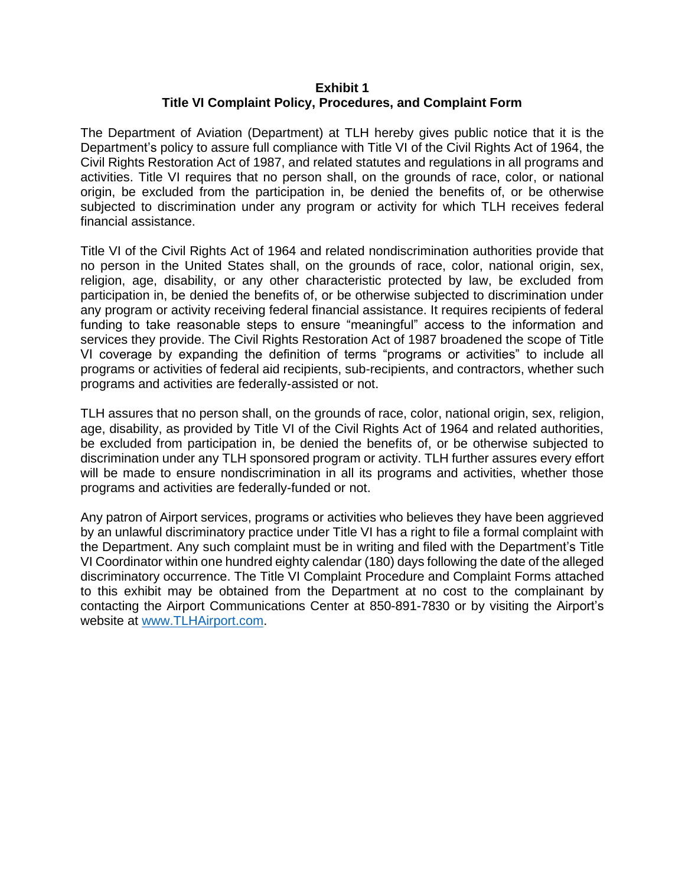**Exhibit 1**
**Title VI Complaint Policy, Procedures, and Complaint Form**

The Department of Aviation (Department) at TLH hereby gives public notice that it is the Department's policy to assure full compliance with Title VI of the Civil Rights Act of 1964, the Civil Rights Restoration Act of 1987, and related statutes and regulations in all programs and activities. Title VI requires that no person shall, on the grounds of race, color, or national origin, be excluded from the participation in, be denied the benefits of, or be otherwise subjected to discrimination under any program or activity for which TLH receives federal financial assistance.

Title VI of the Civil Rights Act of 1964 and related nondiscrimination authorities provide that no person in the United States shall, on the grounds of race, color, national origin, sex, religion, age, disability, or any other characteristic protected by law, be excluded from participation in, be denied the benefits of, or be otherwise subjected to discrimination under any program or activity receiving federal financial assistance. It requires recipients of federal funding to take reasonable steps to ensure "meaningful" access to the information and services they provide. The Civil Rights Restoration Act of 1987 broadened the scope of Title VI coverage by expanding the definition of terms "programs or activities" to include all programs or activities of federal aid recipients, sub-recipients, and contractors, whether such programs and activities are federally-assisted or not.

TLH assures that no person shall, on the grounds of race, color, national origin, sex, religion, age, disability, as provided by Title VI of the Civil Rights Act of 1964 and related authorities, be excluded from participation in, be denied the benefits of, or be otherwise subjected to discrimination under any TLH sponsored program or activity. TLH further assures every effort will be made to ensure nondiscrimination in all its programs and activities, whether those programs and activities are federally-funded or not.

Any patron of Airport services, programs or activities who believes they have been aggrieved by an unlawful discriminatory practice under Title VI has a right to file a formal complaint with the Department. Any such complaint must be in writing and filed with the Department's Title VI Coordinator within one hundred eighty calendar (180) days following the date of the alleged discriminatory occurrence. The Title VI Complaint Procedure and Complaint Forms attached to this exhibit may be obtained from the Department at no cost to the complainant by contacting the Airport Communications Center at 850-891-7830 or by visiting the Airport's website at [www.TLHAirport.com](http://www.TLHAirport.com).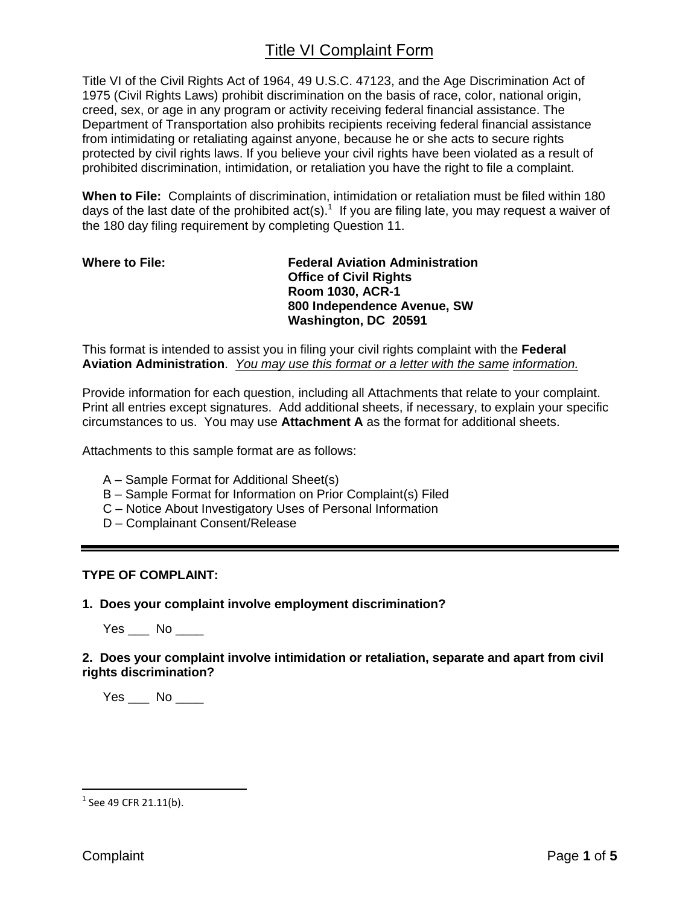# Title VI Complaint Form

Title VI of the Civil Rights Act of 1964, 49 U.S.C. 47123, and the Age Discrimination Act of 1975 (Civil Rights Laws) prohibit discrimination on the basis of race, color, national origin, creed, sex, or age in any program or activity receiving federal financial assistance. The Department of Transportation also prohibits recipients receiving federal financial assistance from intimidating or retaliating against anyone, because he or she acts to secure rights protected by civil rights laws. If you believe your civil rights have been violated as a result of prohibited discrimination, intimidation, or retaliation you have the right to file a complaint.

**When to File:** Complaints of discrimination, intimidation or retaliation must be filed within 180 days of the last date of the prohibited act(s).[1] If you are filing late, you may request a waiver of the 180 day filing requirement by completing Question 11.

**Where to File:**

**Federal Aviation Administration**
**Office of Civil Rights**
**Room 1030, ACR-1**
**800 Independence Avenue, SW**
**Washington, DC 20591**

This format is intended to assist you in filing your civil rights complaint with the **Federal Aviation Administration**. *You may use this format or a letter with the same information.*

Provide information for each question, including all Attachments that relate to your complaint. Print all entries except signatures. Add additional sheets, if necessary, to explain your specific circumstances to us. You may use **Attachment A** as the format for additional sheets.

Attachments to this sample format are as follows:

- A – Sample Format for Additional Sheet(s)
- B – Sample Format for Information on Prior Complaint(s) Filed
- C – Notice About Investigatory Uses of Personal Information
- D – Complainant Consent/Release

---

**TYPE OF COMPLAINT:**

**1. Does your complaint involve employment discrimination?**

Yes ___ No ____

**2. Does your complaint involve intimidation or retaliation, separate and apart from civil rights discrimination?**

Yes ___ No ____

[1] See 49 CFR 21.11(b).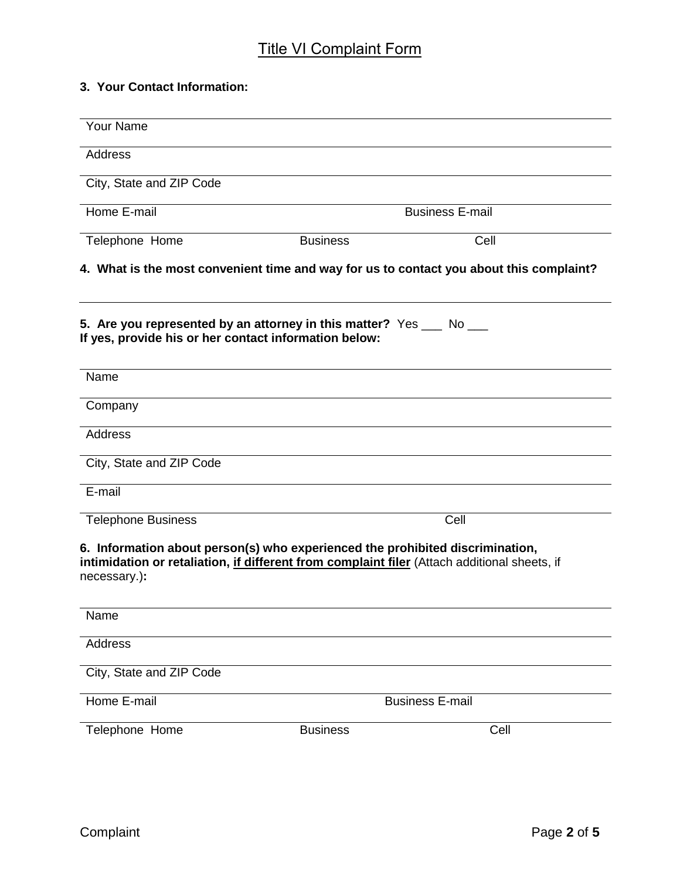# Title VI Complaint Form

**3. Your Contact Information:**

Your Name

Address

City, State and ZIP Code

Home E-mail | Business E-mail

Telephone Home | Business | Cell

**4. What is the most convenient time and way for us to contact you about this complaint?**

**5. Are you represented by an attorney in this matter?** Yes ___ No ___
**If yes, provide his or her contact information below:**

Name

Company

Address

City, State and ZIP Code

E-mail

Telephone Business | Cell

**6. Information about person(s) who experienced the prohibited discrimination, intimidation or retaliation, <u>if different from complaint filer</u>** (Attach additional sheets, if necessary.)**:**

Name

Address

City, State and ZIP Code

Home E-mail | Business E-mail

Telephone Home | Business | Cell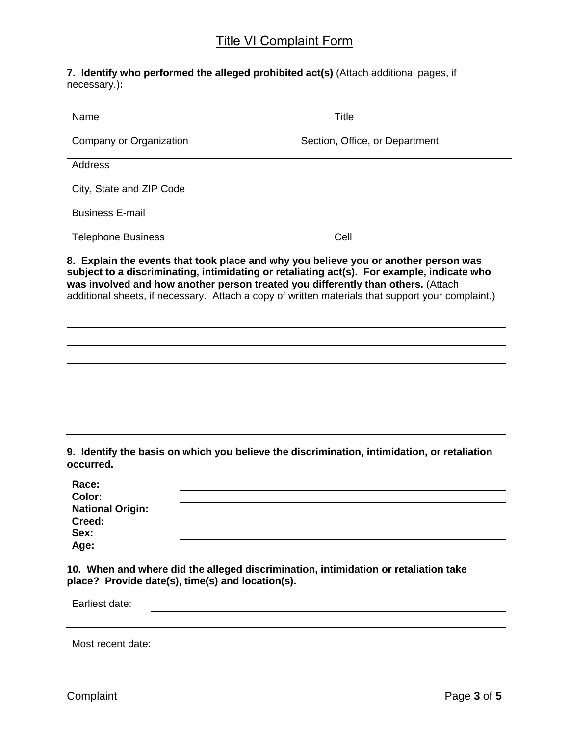# Title VI Complaint Form

**7. Identify who performed the alleged prohibited act(s)** (Attach additional pages, if necessary.)**:**

| | |
|---|---|
| Name | Title |
| Company or Organization | Section, Office, or Department |
| Address | |
| City, State and ZIP Code | |
| Business E-mail | |
| Telephone Business | Cell |

**8. Explain the events that took place and why you believe you or another person was subject to a discriminating, intimidating or retaliating act(s). For example, indicate who was involved and how another person treated you differently than others.** (Attach additional sheets, if necessary. Attach a copy of written materials that support your complaint.)

______________________________________________________________________

______________________________________________________________________

______________________________________________________________________

______________________________________________________________________

______________________________________________________________________

______________________________________________________________________

**9. Identify the basis on which you believe the discrimination, intimidation, or retaliation occurred.**

**Race:** ______________________________

**Color:** ______________________________

**National Origin:** ______________________________

**Creed:** ______________________________

**Sex:** ______________________________

**Age:** ______________________________

**10. When and where did the alleged discrimination, intimidation or retaliation take place? Provide date(s), time(s) and location(s).**

Earliest date: ______________________________

______________________________________________________________________

Most recent date: ______________________________

______________________________________________________________________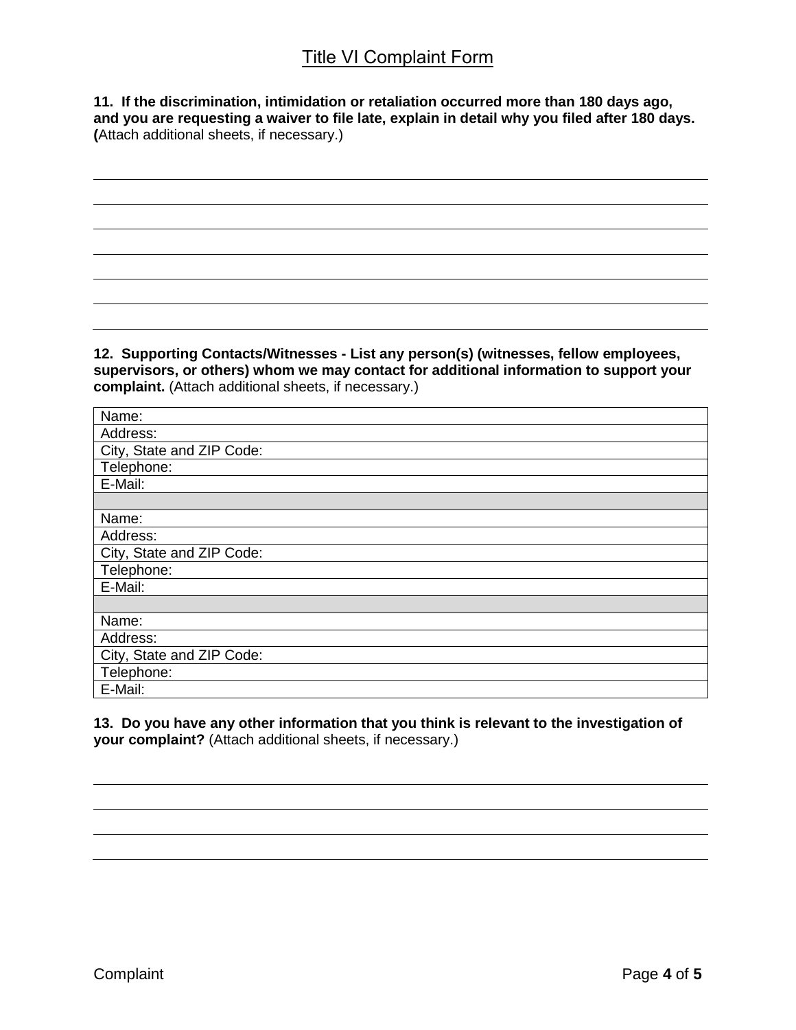# Title VI Complaint Form

**11. If the discrimination, intimidation or retaliation occurred more than 180 days ago, and you are requesting a waiver to file late, explain in detail why you filed after 180 days. (**Attach additional sheets, if necessary.)

_______________________________________________

_______________________________________________

_______________________________________________

_______________________________________________

_______________________________________________

_______________________________________________

**12. Supporting Contacts/Witnesses - List any person(s) (witnesses, fellow employees, supervisors, or others) whom we may contact for additional information to support your complaint.** (Attach additional sheets, if necessary.)

| Name: |
|---|
| Address: |
| City, State and ZIP Code: |
| Telephone: |
| E-Mail: |
| |
| Name: |
| Address: |
| City, State and ZIP Code: |
| Telephone: |
| E-Mail: |
| |
| Name: |
| Address: |
| City, State and ZIP Code: |
| Telephone: |
| E-Mail: |

**13. Do you have any other information that you think is relevant to the investigation of your complaint?** (Attach additional sheets, if necessary.)

_______________________________________________

_______________________________________________

_______________________________________________

_______________________________________________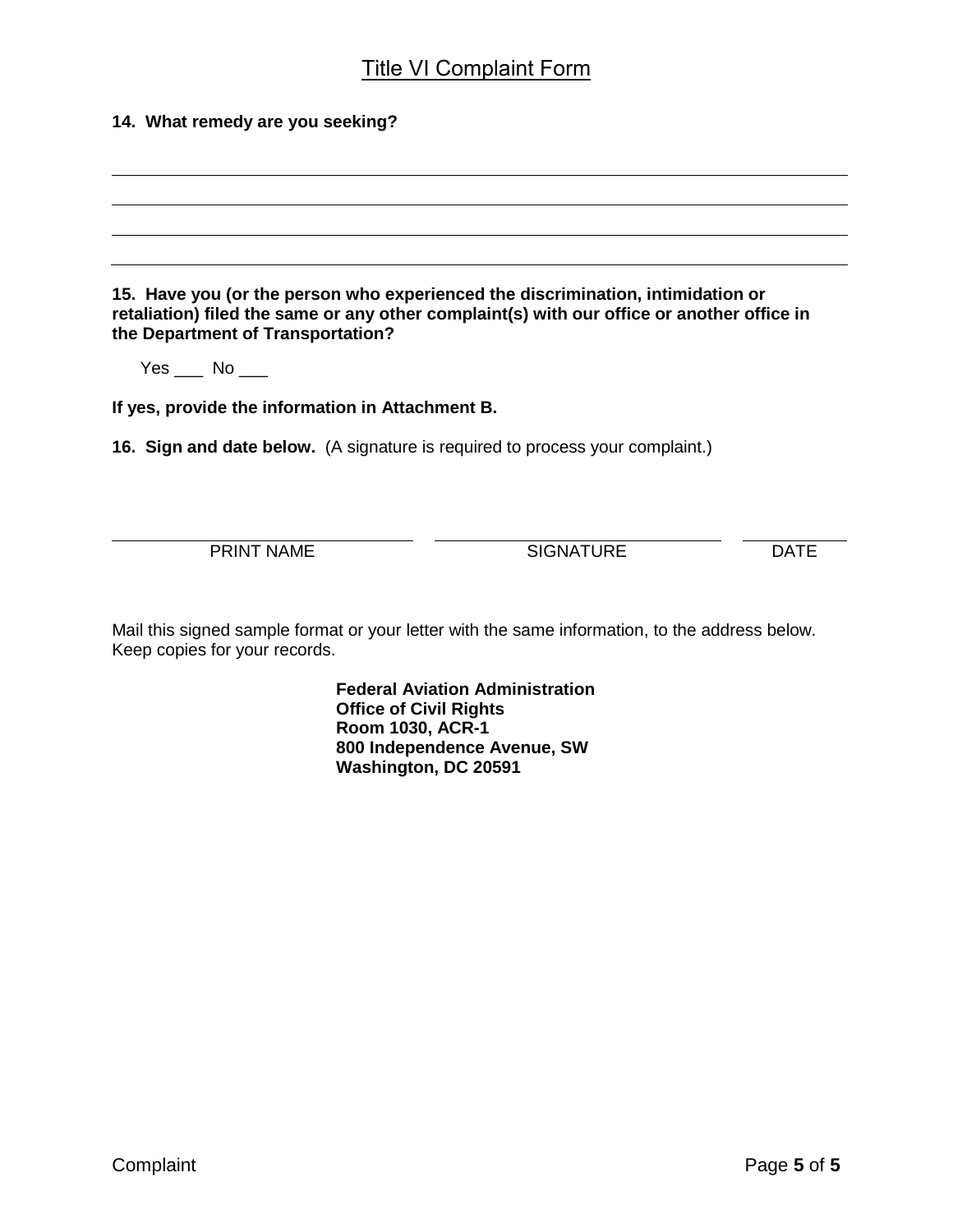# Title VI Complaint Form

**14. What remedy are you seeking?**

\_\_\_\_\_\_\_\_\_\_\_\_\_\_\_\_\_\_\_\_\_\_\_\_\_\_\_\_\_\_\_\_\_\_\_\_\_\_\_\_\_\_\_\_\_\_\_\_\_\_\_\_\_\_\_\_\_\_\_\_\_\_\_\_\_\_\_\_\_\_\_\_\_\_\_\_

\_\_\_\_\_\_\_\_\_\_\_\_\_\_\_\_\_\_\_\_\_\_\_\_\_\_\_\_\_\_\_\_\_\_\_\_\_\_\_\_\_\_\_\_\_\_\_\_\_\_\_\_\_\_\_\_\_\_\_\_\_\_\_\_\_\_\_\_\_\_\_\_\_\_\_\_

\_\_\_\_\_\_\_\_\_\_\_\_\_\_\_\_\_\_\_\_\_\_\_\_\_\_\_\_\_\_\_\_\_\_\_\_\_\_\_\_\_\_\_\_\_\_\_\_\_\_\_\_\_\_\_\_\_\_\_\_\_\_\_\_\_\_\_\_\_\_\_\_\_\_\_\_

\_\_\_\_\_\_\_\_\_\_\_\_\_\_\_\_\_\_\_\_\_\_\_\_\_\_\_\_\_\_\_\_\_\_\_\_\_\_\_\_\_\_\_\_\_\_\_\_\_\_\_\_\_\_\_\_\_\_\_\_\_\_\_\_\_\_\_\_\_\_\_\_\_\_\_\_

**15. Have you (or the person who experienced the discrimination, intimidation or retaliation) filed the same or any other complaint(s) with our office or another office in the Department of Transportation?**

Yes \_\_\_ No \_\_\_

**If yes, provide the information in Attachment B.**

**16. Sign and date below.** (A signature is required to process your complaint.)

| \_\_\_\_\_\_\_\_\_\_\_\_\_\_\_\_\_\_\_\_ | \_\_\_\_\_\_\_\_\_\_\_\_\_\_\_\_\_\_\_\_ | \_\_\_\_\_\_\_\_ |
|---|---|---|
| PRINT NAME | SIGNATURE | DATE |

Mail this signed sample format or your letter with the same information, to the address below. Keep copies for your records.

**Federal Aviation Administration**
**Office of Civil Rights**
**Room 1030, ACR-1**
**800 Independence Avenue, SW**
**Washington, DC 20591**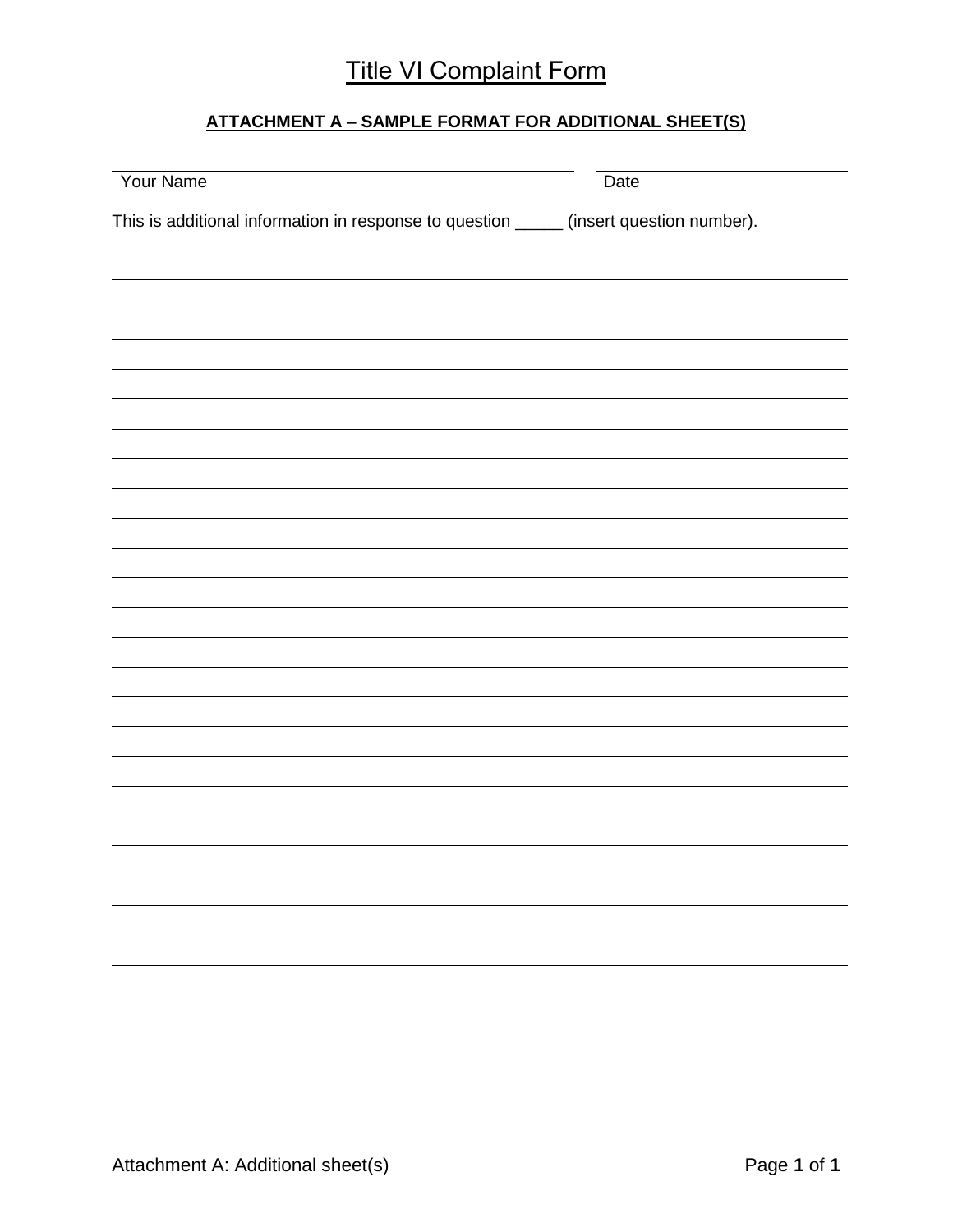# Title VI Complaint Form

**ATTACHMENT A – SAMPLE FORMAT FOR ADDITIONAL SHEET(S)**

______________________________ ______________________________
Your Name Date

This is additional information in response to question _____ (insert question number).

______________________________________________________________________________

______________________________________________________________________________

______________________________________________________________________________

______________________________________________________________________________

______________________________________________________________________________

______________________________________________________________________________

______________________________________________________________________________

______________________________________________________________________________

______________________________________________________________________________

______________________________________________________________________________

______________________________________________________________________________

______________________________________________________________________________

______________________________________________________________________________

______________________________________________________________________________

______________________________________________________________________________

______________________________________________________________________________

______________________________________________________________________________

______________________________________________________________________________

______________________________________________________________________________

______________________________________________________________________________

______________________________________________________________________________

______________________________________________________________________________

______________________________________________________________________________

______________________________________________________________________________

Attachment A: Additional sheet(s)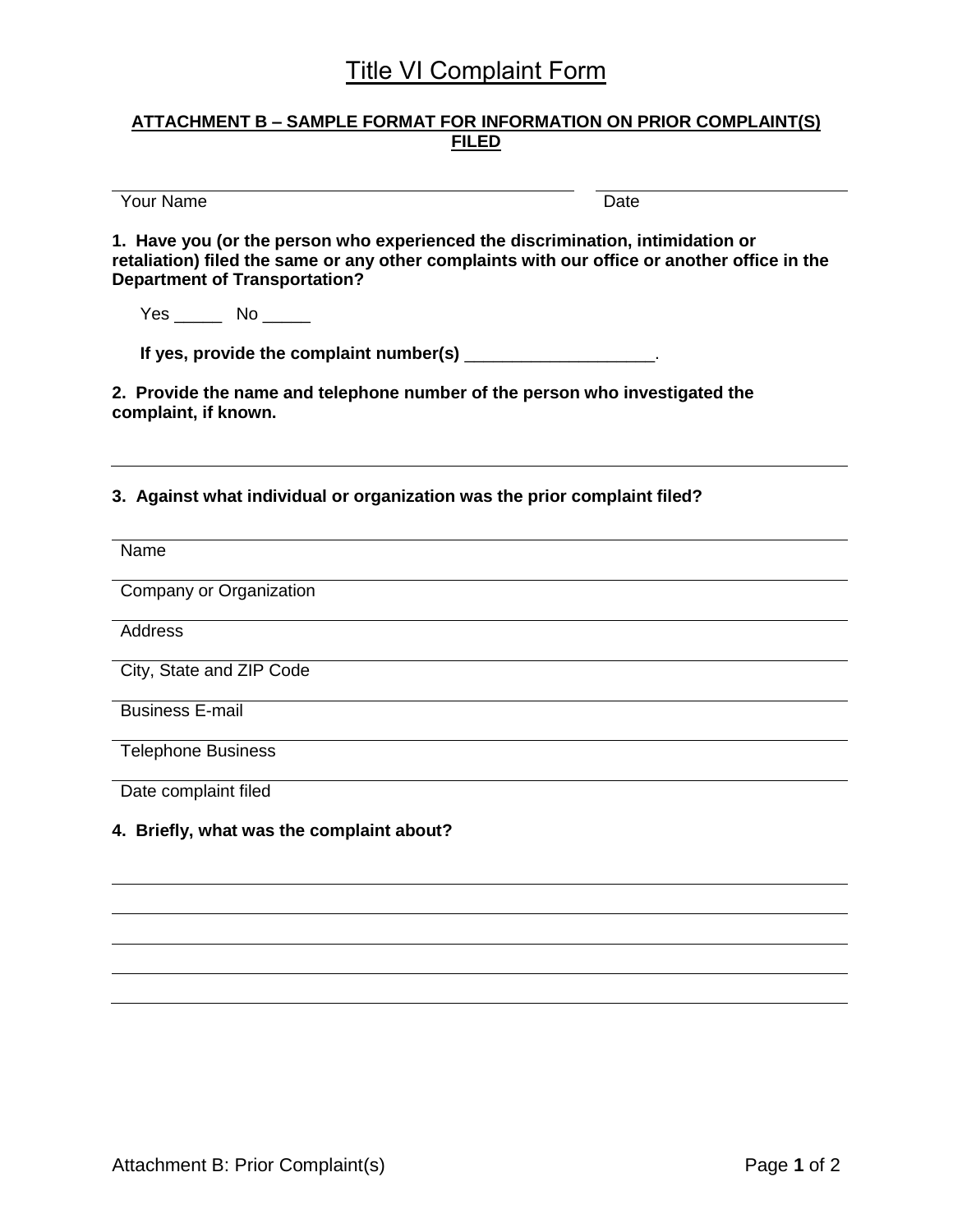# Title VI Complaint Form

**ATTACHMENT B – SAMPLE FORMAT FOR INFORMATION ON PRIOR COMPLAINT(S) FILED**

______________________________________ ____________________

Your Name Date

**1. Have you (or the person who experienced the discrimination, intimidation or retaliation) filed the same or any other complaints with our office or another office in the Department of Transportation?**

Yes _____ No _____

**If yes, provide the complaint number(s)** ____________________.

**2. Provide the name and telephone number of the person who investigated the complaint, if known.**

______________________________________________________________

**3. Against what individual or organization was the prior complaint filed?**

______________________________________________________________

Name

______________________________________________________________

Company or Organization

______________________________________________________________

Address

______________________________________________________________

City, State and ZIP Code

______________________________________________________________

Business E-mail

______________________________________________________________

Telephone Business

______________________________________________________________

Date complaint filed

**4. Briefly, what was the complaint about?**

______________________________________________________________

______________________________________________________________

______________________________________________________________

______________________________________________________________

______________________________________________________________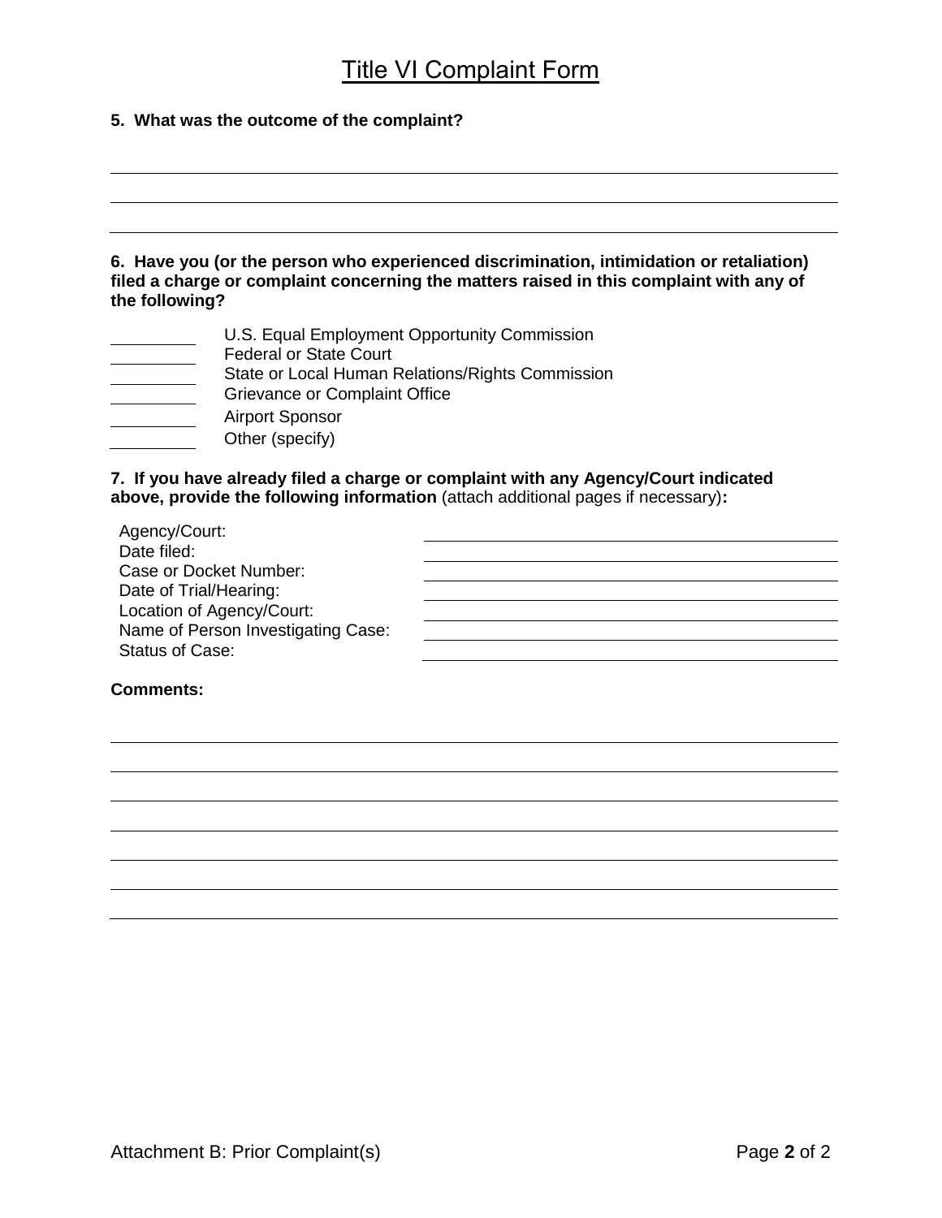# Title VI Complaint Form

**5. What was the outcome of the complaint?**

______________________________________________________________________________

______________________________________________________________________________

______________________________________________________________________________

**6. Have you (or the person who experienced discrimination, intimidation or retaliation) filed a charge or complaint concerning the matters raised in this complaint with any of the following?**

_________ U.S. Equal Employment Opportunity Commission
_________ Federal or State Court
_________ State or Local Human Relations/Rights Commission
_________ Grievance or Complaint Office
_________ Airport Sponsor
_________ Other (specify)

**7. If you have already filed a charge or complaint with any Agency/Court indicated above, provide the following information** (attach additional pages if necessary)**:**

Agency/Court: ______________________________
Date filed: ______________________________
Case or Docket Number: ______________________________
Date of Trial/Hearing: ______________________________
Location of Agency/Court: ______________________________
Name of Person Investigating Case: ______________________________
Status of Case: ______________________________

**Comments:**

______________________________________________________________________________

______________________________________________________________________________

______________________________________________________________________________

______________________________________________________________________________

______________________________________________________________________________

______________________________________________________________________________

______________________________________________________________________________

Attachment B: Prior Complaint(s)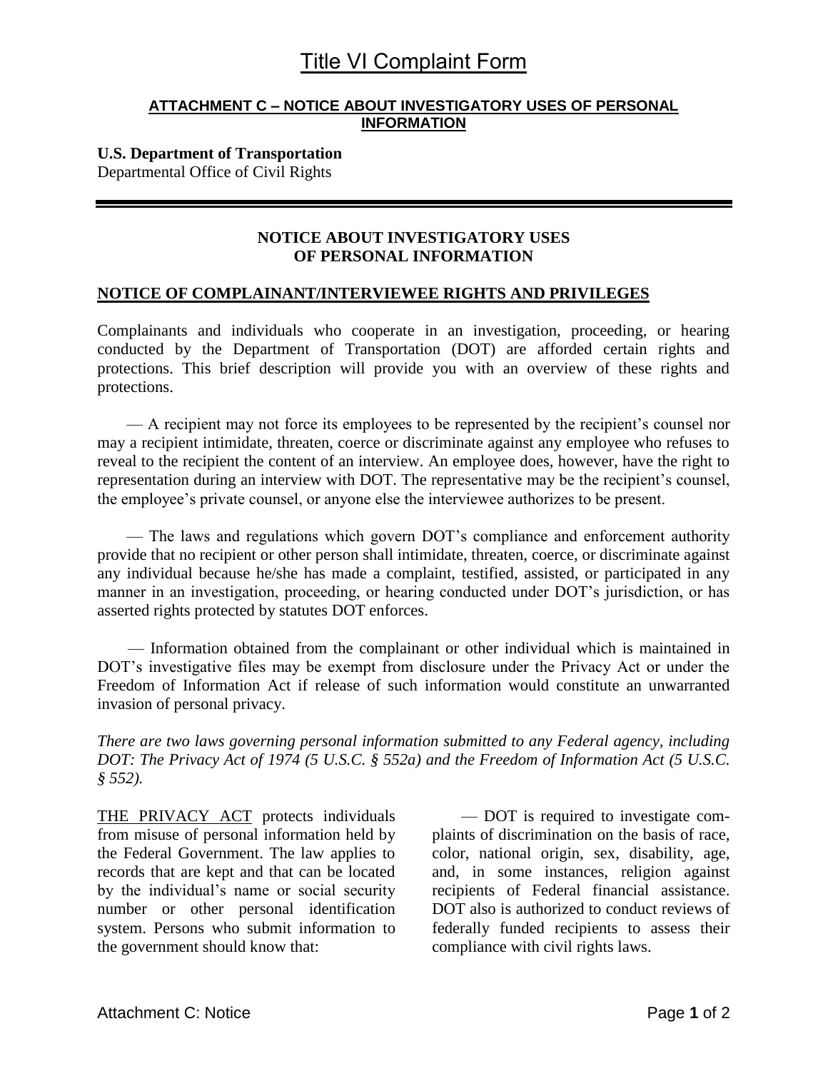# Title VI Complaint Form

**ATTACHMENT C – NOTICE ABOUT INVESTIGATORY USES OF PERSONAL INFORMATION**

**U.S. Department of Transportation**
Departmental Office of Civil Rights

## NOTICE ABOUT INVESTIGATORY USES OF PERSONAL INFORMATION

### NOTICE OF COMPLAINANT/INTERVIEWEE RIGHTS AND PRIVILEGES

Complainants and individuals who cooperate in an investigation, proceeding, or hearing conducted by the Department of Transportation (DOT) are afforded certain rights and protections. This brief description will provide you with an overview of these rights and protections.

— A recipient may not force its employees to be represented by the recipient's counsel nor may a recipient intimidate, threaten, coerce or discriminate against any employee who refuses to reveal to the recipient the content of an interview. An employee does, however, have the right to representation during an interview with DOT. The representative may be the recipient's counsel, the employee's private counsel, or anyone else the interviewee authorizes to be present.

— The laws and regulations which govern DOT's compliance and enforcement authority provide that no recipient or other person shall intimidate, threaten, coerce, or discriminate against any individual because he/she has made a complaint, testified, assisted, or participated in any manner in an investigation, proceeding, or hearing conducted under DOT's jurisdiction, or has asserted rights protected by statutes DOT enforces.

— Information obtained from the complainant or other individual which is maintained in DOT's investigative files may be exempt from disclosure under the Privacy Act or under the Freedom of Information Act if release of such information would constitute an unwarranted invasion of personal privacy.

*There are two laws governing personal information submitted to any Federal agency, including DOT: The Privacy Act of 1974 (5 U.S.C. § 552a) and the Freedom of Information Act (5 U.S.C. § 552).*

THE PRIVACY ACT protects individuals from misuse of personal information held by the Federal Government. The law applies to records that are kept and that can be located by the individual's name or social security number or other personal identification system. Persons who submit information to the government should know that:

— DOT is required to investigate complaints of discrimination on the basis of race, color, national origin, sex, disability, age, and, in some instances, religion against recipients of Federal financial assistance. DOT also is authorized to conduct reviews of federally funded recipients to assess their compliance with civil rights laws.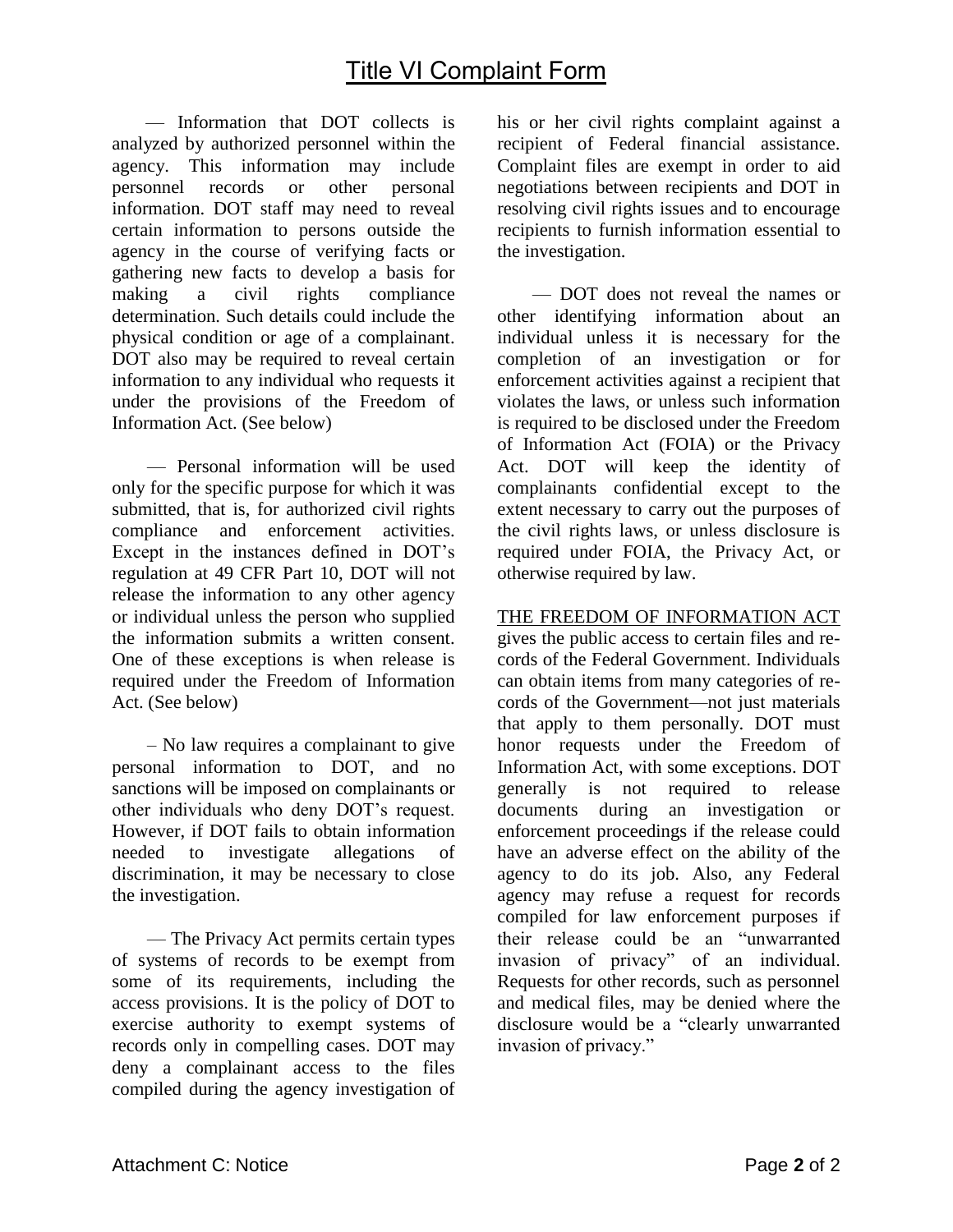# Title VI Complaint Form

— Information that DOT collects is analyzed by authorized personnel within the agency. This information may include personnel records or other personal information. DOT staff may need to reveal certain information to persons outside the agency in the course of verifying facts or gathering new facts to develop a basis for making a civil rights compliance determination. Such details could include the physical condition or age of a complainant. DOT also may be required to reveal certain information to any individual who requests it under the provisions of the Freedom of Information Act. (See below)

— Personal information will be used only for the specific purpose for which it was submitted, that is, for authorized civil rights compliance and enforcement activities. Except in the instances defined in DOT's regulation at 49 CFR Part 10, DOT will not release the information to any other agency or individual unless the person who supplied the information submits a written consent. One of these exceptions is when release is required under the Freedom of Information Act. (See below)

– No law requires a complainant to give personal information to DOT, and no sanctions will be imposed on complainants or other individuals who deny DOT's request. However, if DOT fails to obtain information needed to investigate allegations of discrimination, it may be necessary to close the investigation.

— The Privacy Act permits certain types of systems of records to be exempt from some of its requirements, including the access provisions. It is the policy of DOT to exercise authority to exempt systems of records only in compelling cases. DOT may deny a complainant access to the files compiled during the agency investigation of his or her civil rights complaint against a recipient of Federal financial assistance. Complaint files are exempt in order to aid negotiations between recipients and DOT in resolving civil rights issues and to encourage recipients to furnish information essential to the investigation.

— DOT does not reveal the names or other identifying information about an individual unless it is necessary for the completion of an investigation or for enforcement activities against a recipient that violates the laws, or unless such information is required to be disclosed under the Freedom of Information Act (FOIA) or the Privacy Act. DOT will keep the identity of complainants confidential except to the extent necessary to carry out the purposes of the civil rights laws, or unless disclosure is required under FOIA, the Privacy Act, or otherwise required by law.

<u>THE FREEDOM OF INFORMATION ACT</u> gives the public access to certain files and records of the Federal Government. Individuals can obtain items from many categories of records of the Government—not just materials that apply to them personally. DOT must honor requests under the Freedom of Information Act, with some exceptions. DOT generally is not required to release documents during an investigation or enforcement proceedings if the release could have an adverse effect on the ability of the agency to do its job. Also, any Federal agency may refuse a request for records compiled for law enforcement purposes if their release could be an "unwarranted invasion of privacy" of an individual. Requests for other records, such as personnel and medical files, may be denied where the disclosure would be a "clearly unwarranted invasion of privacy."

Attachment C: Notice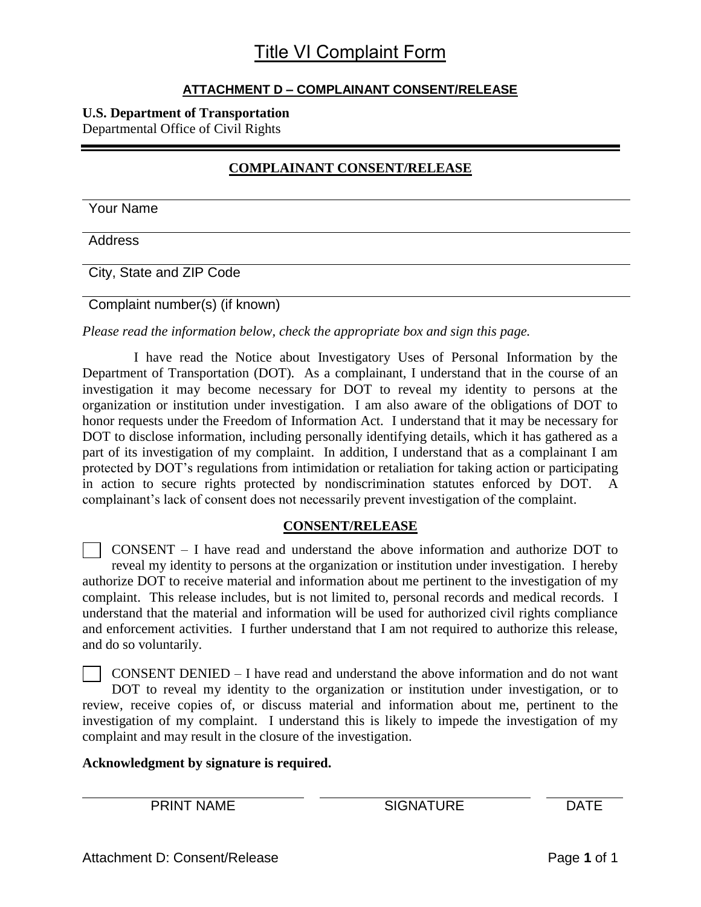# Title VI Complaint Form

**ATTACHMENT D – COMPLAINANT CONSENT/RELEASE**

**U.S. Department of Transportation**
Departmental Office of Civil Rights

---

**COMPLAINANT CONSENT/RELEASE**

Your Name

Address

City, State and ZIP Code

Complaint number(s) (if known)

*Please read the information below, check the appropriate box and sign this page.*

I have read the Notice about Investigatory Uses of Personal Information by the Department of Transportation (DOT). As a complainant, I understand that in the course of an investigation it may become necessary for DOT to reveal my identity to persons at the organization or institution under investigation. I am also aware of the obligations of DOT to honor requests under the Freedom of Information Act. I understand that it may be necessary for DOT to disclose information, including personally identifying details, which it has gathered as a part of its investigation of my complaint. In addition, I understand that as a complainant I am protected by DOT's regulations from intimidation or retaliation for taking action or participating in action to secure rights protected by nondiscrimination statutes enforced by DOT. A complainant's lack of consent does not necessarily prevent investigation of the complaint.

**CONSENT/RELEASE**

☐ CONSENT – I have read and understand the above information and authorize DOT to reveal my identity to persons at the organization or institution under investigation. I hereby authorize DOT to receive material and information about me pertinent to the investigation of my complaint. This release includes, but is not limited to, personal records and medical records. I understand that the material and information will be used for authorized civil rights compliance and enforcement activities. I further understand that I am not required to authorize this release, and do so voluntarily.

☐ CONSENT DENIED – I have read and understand the above information and do not want DOT to reveal my identity to the organization or institution under investigation, or to review, receive copies of, or discuss material and information about me, pertinent to the investigation of my complaint. I understand this is likely to impede the investigation of my complaint and may result in the closure of the investigation.

**Acknowledgment by signature is required.**

| PRINT NAME | SIGNATURE | DATE |
|---|---|---|
| | | |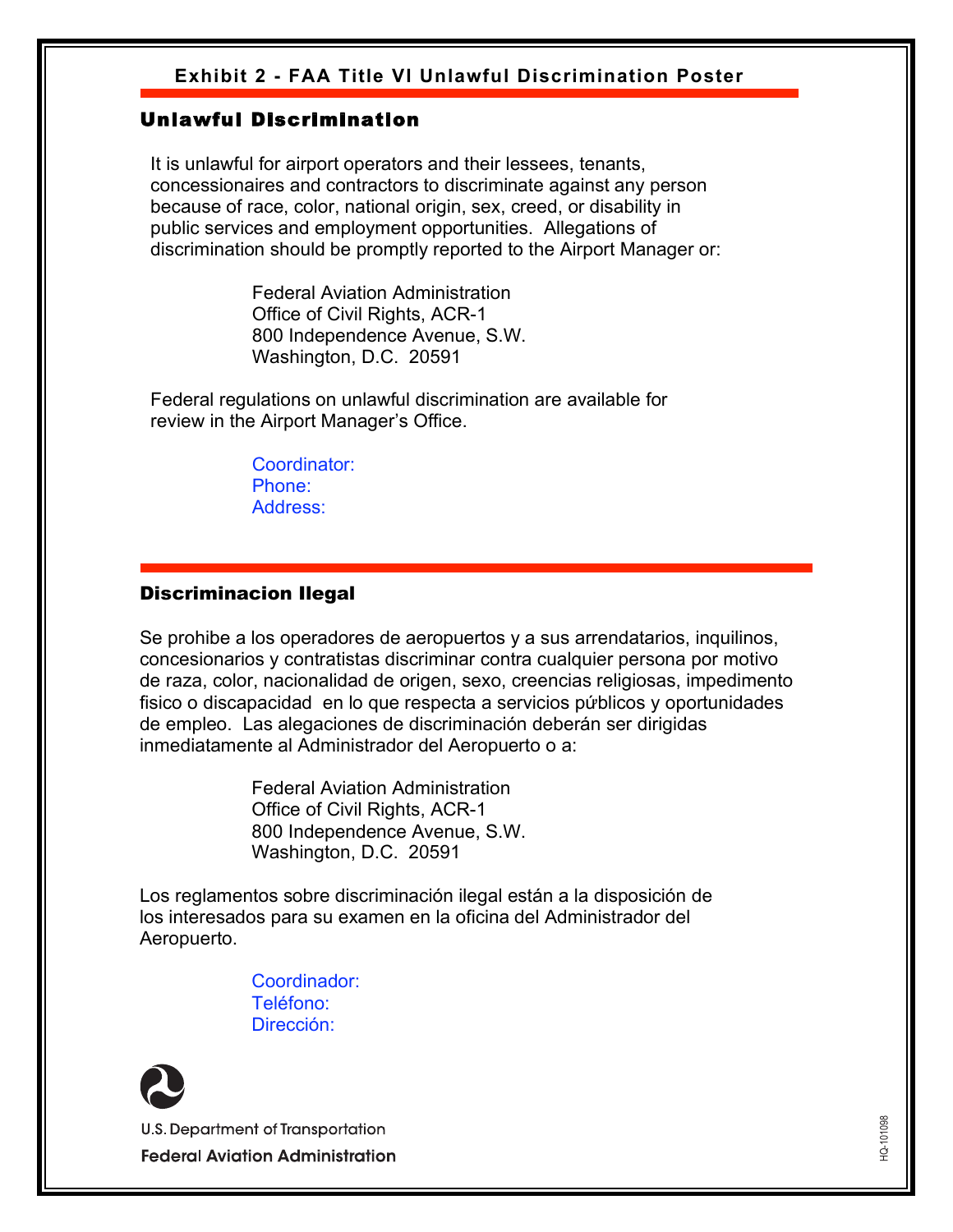**Exhibit 2 - FAA Title VI Unlawful Discrimination Poster**

## Unlawful Discrimination

It is unlawful for airport operators and their lessees, tenants, concessionaires and contractors to discriminate against any person because of race, color, national origin, sex, creed, or disability in public services and employment opportunities. Allegations of discrimination should be promptly reported to the Airport Manager or:

Federal Aviation Administration
Office of Civil Rights, ACR-1
800 Independence Avenue, S.W.
Washington, D.C. 20591

Federal regulations on unlawful discrimination are available for review in the Airport Manager's Office.

Coordinator:
Phone:
Address:

## Discriminacion Ilegal

Se prohibe a los operadores de aeropuertos y a sus arrendatarios, inquilinos, concesionarios y contratistas discriminar contra cualquier persona por motivo de raza, color, nacionalidad de origen, sexo, creencias religiosas, impedimento fisico o discapacidad en lo que respecta a servicios públicos y oportunidades de empleo. Las alegaciones de discriminación deberán ser dirigidas inmediatamente al Administrador del Aeropuerto o a:

Federal Aviation Administration
Office of Civil Rights, ACR-1
800 Independence Avenue, S.W.
Washington, D.C. 20591

Los reglamentos sobre discriminación ilegal están a la disposición de los interesados para su examen en la oficina del Administrador del Aeropuerto.

Coordinador:
Teléfono:
Dirección:

U.S. Department of Transportation
**Federal Aviation Administration**

HQ-101098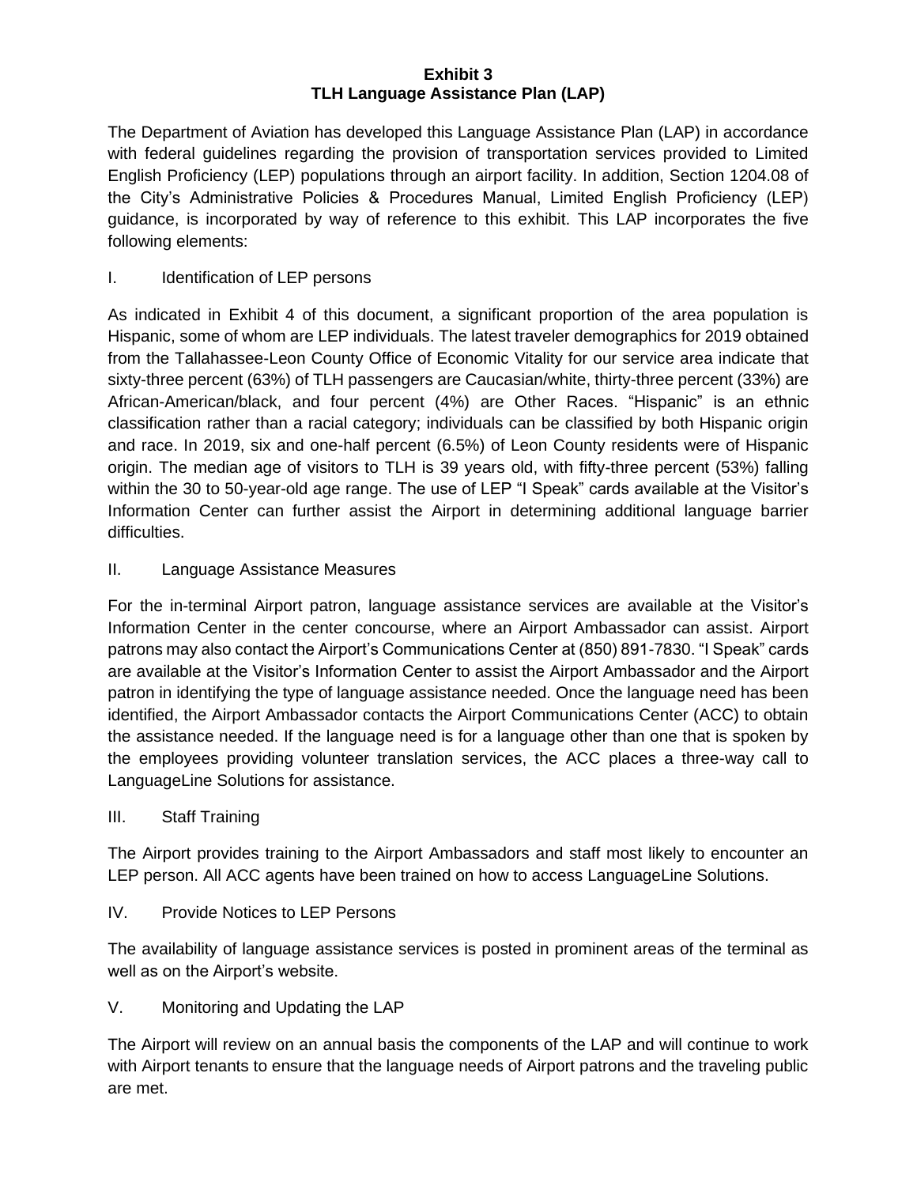# Exhibit 3
# TLH Language Assistance Plan (LAP)

The Department of Aviation has developed this Language Assistance Plan (LAP) in accordance with federal guidelines regarding the provision of transportation services provided to Limited English Proficiency (LEP) populations through an airport facility. In addition, Section 1204.08 of the City's Administrative Policies & Procedures Manual, Limited English Proficiency (LEP) guidance, is incorporated by way of reference to this exhibit. This LAP incorporates the five following elements:

## I. Identification of LEP persons

As indicated in Exhibit 4 of this document, a significant proportion of the area population is Hispanic, some of whom are LEP individuals. The latest traveler demographics for 2019 obtained from the Tallahassee-Leon County Office of Economic Vitality for our service area indicate that sixty-three percent (63%) of TLH passengers are Caucasian/white, thirty-three percent (33%) are African-American/black, and four percent (4%) are Other Races. "Hispanic" is an ethnic classification rather than a racial category; individuals can be classified by both Hispanic origin and race. In 2019, six and one-half percent (6.5%) of Leon County residents were of Hispanic origin. The median age of visitors to TLH is 39 years old, with fifty-three percent (53%) falling within the 30 to 50-year-old age range. The use of LEP "I Speak" cards available at the Visitor's Information Center can further assist the Airport in determining additional language barrier difficulties.

## II. Language Assistance Measures

For the in-terminal Airport patron, language assistance services are available at the Visitor's Information Center in the center concourse, where an Airport Ambassador can assist. Airport patrons may also contact the Airport's Communications Center at (850) 891-7830. "I Speak" cards are available at the Visitor's Information Center to assist the Airport Ambassador and the Airport patron in identifying the type of language assistance needed. Once the language need has been identified, the Airport Ambassador contacts the Airport Communications Center (ACC) to obtain the assistance needed. If the language need is for a language other than one that is spoken by the employees providing volunteer translation services, the ACC places a three-way call to LanguageLine Solutions for assistance.

## III. Staff Training

The Airport provides training to the Airport Ambassadors and staff most likely to encounter an LEP person. All ACC agents have been trained on how to access LanguageLine Solutions.

## IV. Provide Notices to LEP Persons

The availability of language assistance services is posted in prominent areas of the terminal as well as on the Airport's website.

## V. Monitoring and Updating the LAP

The Airport will review on an annual basis the components of the LAP and will continue to work with Airport tenants to ensure that the language needs of Airport patrons and the traveling public are met.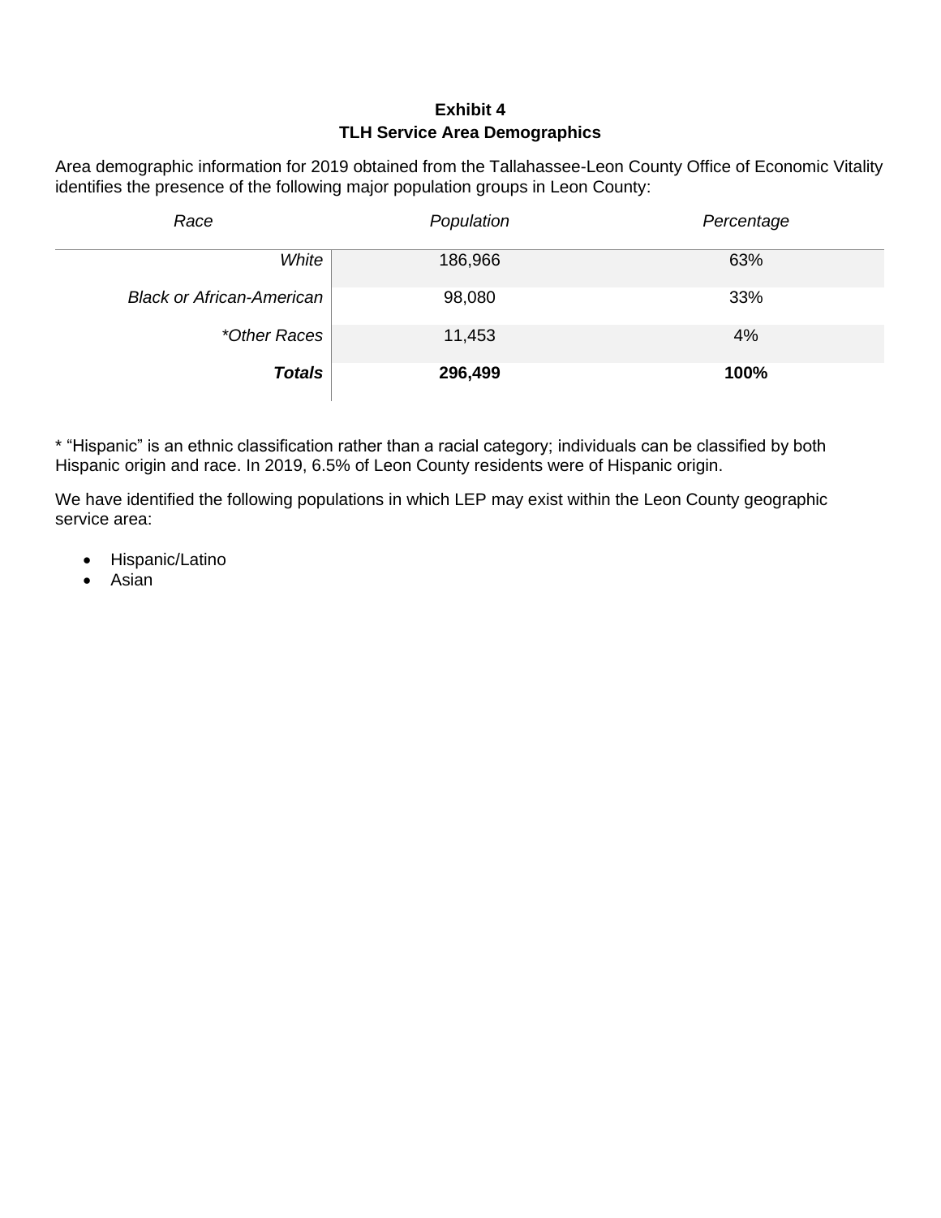**Exhibit 4**
**TLH Service Area Demographics**

Area demographic information for 2019 obtained from the Tallahassee-Leon County Office of Economic Vitality identifies the presence of the following major population groups in Leon County:

| *Race* | *Population* | *Percentage* |
|---|---|---|
| *White* | 186,966 | 63% |
| *Black or African-American* | 98,080 | 33% |
| **Other Races* | 11,453 | 4% |
| ***Totals*** | **296,499** | **100%** |

* “Hispanic” is an ethnic classification rather than a racial category; individuals can be classified by both Hispanic origin and race. In 2019, 6.5% of Leon County residents were of Hispanic origin.

We have identified the following populations in which LEP may exist within the Leon County geographic service area:

- Hispanic/Latino
- Asian